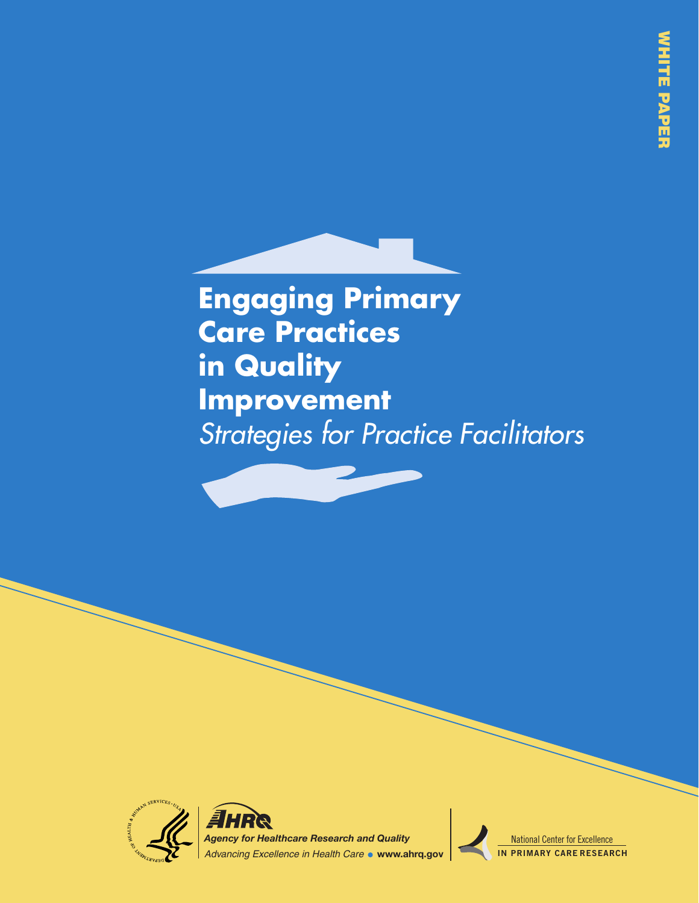WHITE PAPER

# Engaging Primary Care Practices in Quality Improvement

*Strategies for Practice Facilitators*

AHRQ
*Agency for Healthcare Research and Quality*
*Advancing Excellence in Health Care* • **www.ahrq.gov**

National Center for Excellence
IN PRIMARY CARE RESEARCH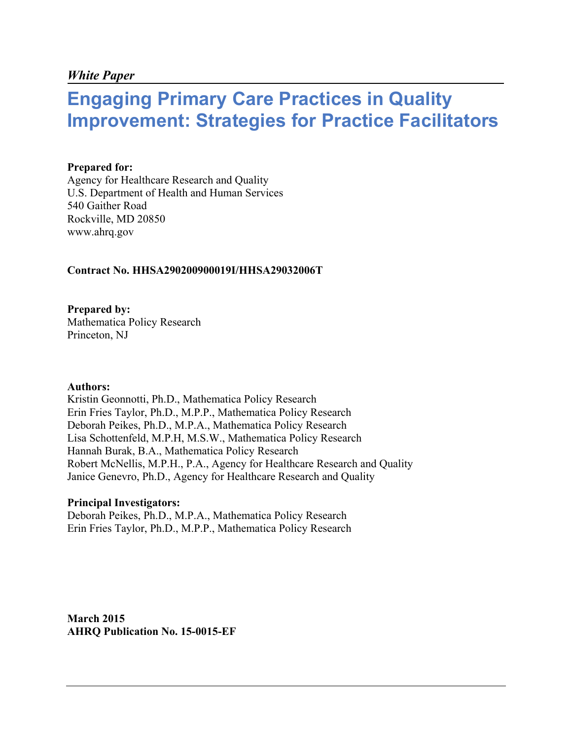*White Paper*

# Engaging Primary Care Practices in Quality Improvement: Strategies for Practice Facilitators

**Prepared for:**
Agency for Healthcare Research and Quality
U.S. Department of Health and Human Services
540 Gaither Road
Rockville, MD 20850
www.ahrq.gov

**Contract No. HHSA290200900019I/HHSA29032006T**

**Prepared by:**
Mathematica Policy Research
Princeton, NJ

**Authors:**
Kristin Geonnotti, Ph.D., Mathematica Policy Research
Erin Fries Taylor, Ph.D., M.P.P., Mathematica Policy Research
Deborah Peikes, Ph.D., M.P.A., Mathematica Policy Research
Lisa Schottenfeld, M.P.H, M.S.W., Mathematica Policy Research
Hannah Burak, B.A., Mathematica Policy Research
Robert McNellis, M.P.H., P.A., Agency for Healthcare Research and Quality
Janice Genevro, Ph.D., Agency for Healthcare Research and Quality

**Principal Investigators:**
Deborah Peikes, Ph.D., M.P.A., Mathematica Policy Research
Erin Fries Taylor, Ph.D., M.P.P., Mathematica Policy Research

**March 2015**
**AHRQ Publication No. 15-0015-EF**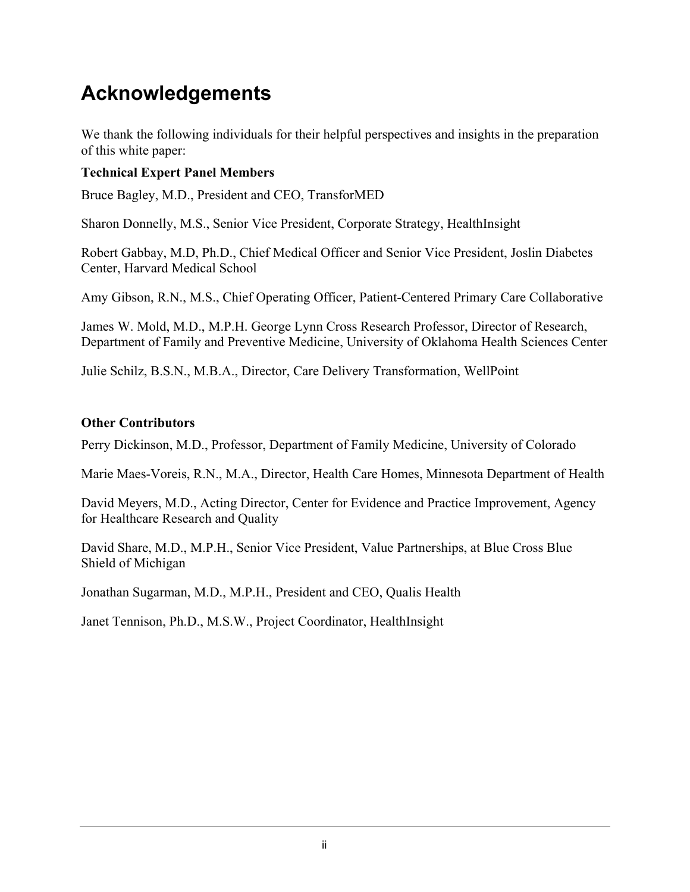# Acknowledgements

We thank the following individuals for their helpful perspectives and insights in the preparation of this white paper:

**Technical Expert Panel Members**

Bruce Bagley, M.D., President and CEO, TransforMED

Sharon Donnelly, M.S., Senior Vice President, Corporate Strategy, HealthInsight

Robert Gabbay, M.D, Ph.D., Chief Medical Officer and Senior Vice President, Joslin Diabetes Center, Harvard Medical School

Amy Gibson, R.N., M.S., Chief Operating Officer, Patient-Centered Primary Care Collaborative

James W. Mold, M.D., M.P.H. George Lynn Cross Research Professor, Director of Research, Department of Family and Preventive Medicine, University of Oklahoma Health Sciences Center

Julie Schilz, B.S.N., M.B.A., Director, Care Delivery Transformation, WellPoint

**Other Contributors**

Perry Dickinson, M.D., Professor, Department of Family Medicine, University of Colorado

Marie Maes-Voreis, R.N., M.A., Director, Health Care Homes, Minnesota Department of Health

David Meyers, M.D., Acting Director, Center for Evidence and Practice Improvement, Agency for Healthcare Research and Quality

David Share, M.D., M.P.H., Senior Vice President, Value Partnerships, at Blue Cross Blue Shield of Michigan

Jonathan Sugarman, M.D., M.P.H., President and CEO, Qualis Health

Janet Tennison, Ph.D., M.S.W., Project Coordinator, HealthInsight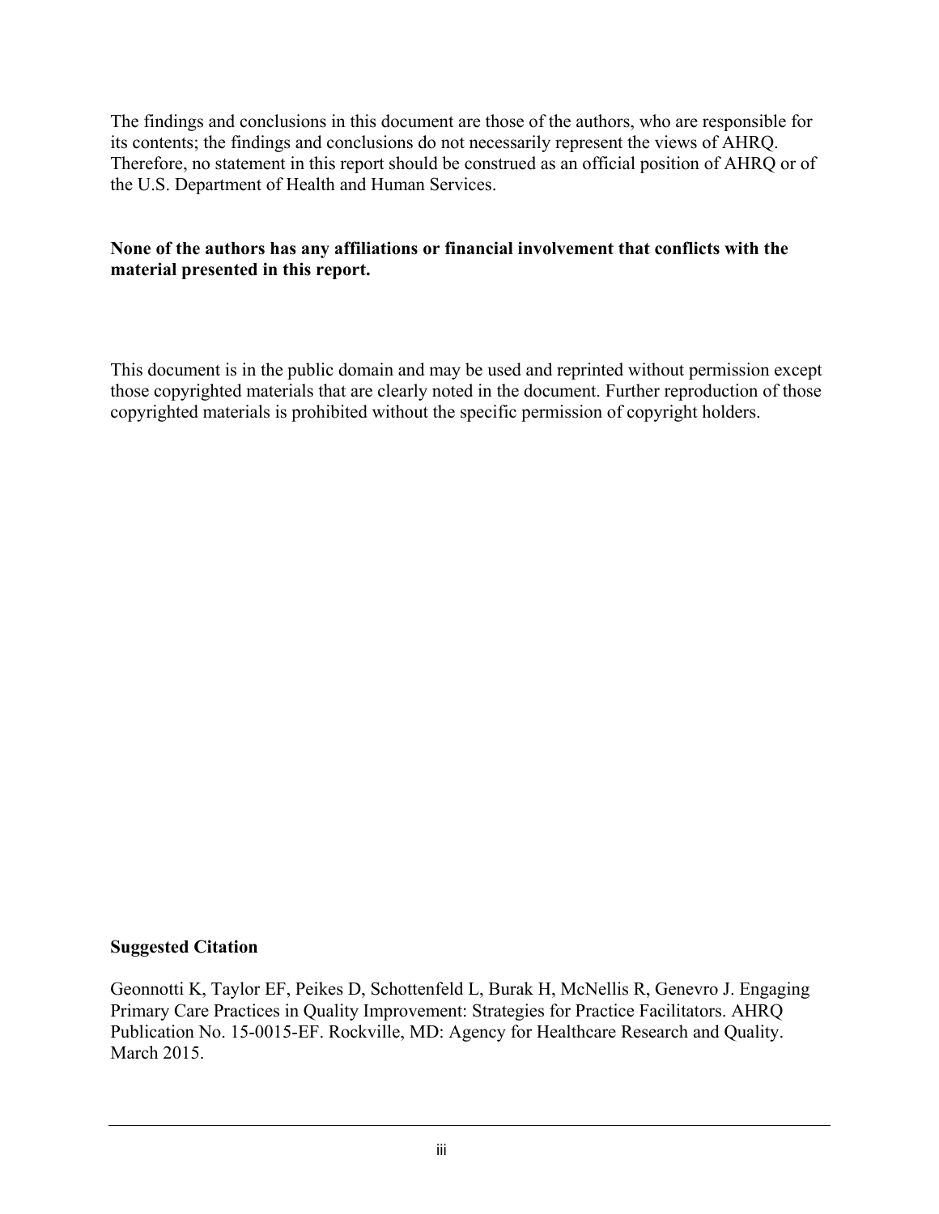The findings and conclusions in this document are those of the authors, who are responsible for its contents; the findings and conclusions do not necessarily represent the views of AHRQ. Therefore, no statement in this report should be construed as an official position of AHRQ or of the U.S. Department of Health and Human Services.

**None of the authors has any affiliations or financial involvement that conflicts with the material presented in this report.**

This document is in the public domain and may be used and reprinted without permission except those copyrighted materials that are clearly noted in the document. Further reproduction of those copyrighted materials is prohibited without the specific permission of copyright holders.

**Suggested Citation**

Geonnotti K, Taylor EF, Peikes D, Schottenfeld L, Burak H, McNellis R, Genevro J. Engaging Primary Care Practices in Quality Improvement: Strategies for Practice Facilitators. AHRQ Publication No. 15-0015-EF. Rockville, MD: Agency for Healthcare Research and Quality. March 2015.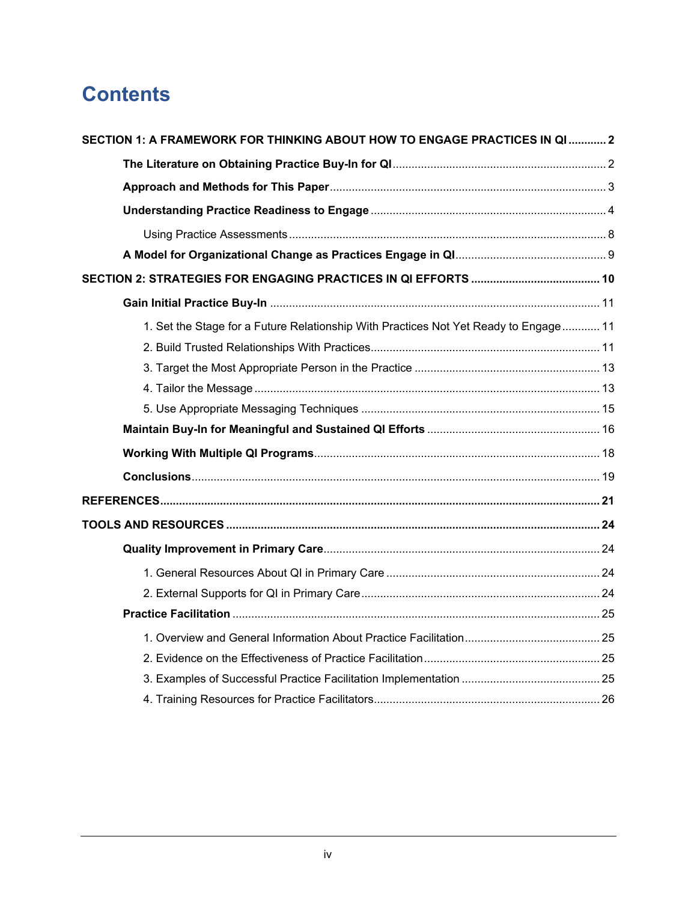# Contents

**SECTION 1: A FRAMEWORK FOR THINKING ABOUT HOW TO ENGAGE PRACTICES IN QI** ............ **2**

- **The Literature on Obtaining Practice Buy-In for QI** .................... 2
- **Approach and Methods for This Paper** .................... 3
- **Understanding Practice Readiness to Engage** .................... 4
  - Using Practice Assessments .................... 8
- **A Model for Organizational Change as Practices Engage in QI** .................... 9

**SECTION 2: STRATEGIES FOR ENGAGING PRACTICES IN QI EFFORTS** .................... **10**

- **Gain Initial Practice Buy-In** .................... 11
  1. Set the Stage for a Future Relationship With Practices Not Yet Ready to Engage .................... 11
  2. Build Trusted Relationships With Practices .................... 11
  3. Target the Most Appropriate Person in the Practice .................... 13
  4. Tailor the Message .................... 13
  5. Use Appropriate Messaging Techniques .................... 15
- **Maintain Buy-In for Meaningful and Sustained QI Efforts** .................... 16
- **Working With Multiple QI Programs** .................... 18
- **Conclusions** .................... 19

**REFERENCES** .................... **21**

**TOOLS AND RESOURCES** .................... **24**

- **Quality Improvement in Primary Care** .................... 24
  1. General Resources About QI in Primary Care .................... 24
  2. External Supports for QI in Primary Care .................... 24
- **Practice Facilitation** .................... 25
  1. Overview and General Information About Practice Facilitation .................... 25
  2. Evidence on the Effectiveness of Practice Facilitation .................... 25
  3. Examples of Successful Practice Facilitation Implementation .................... 25
  4. Training Resources for Practice Facilitators .................... 26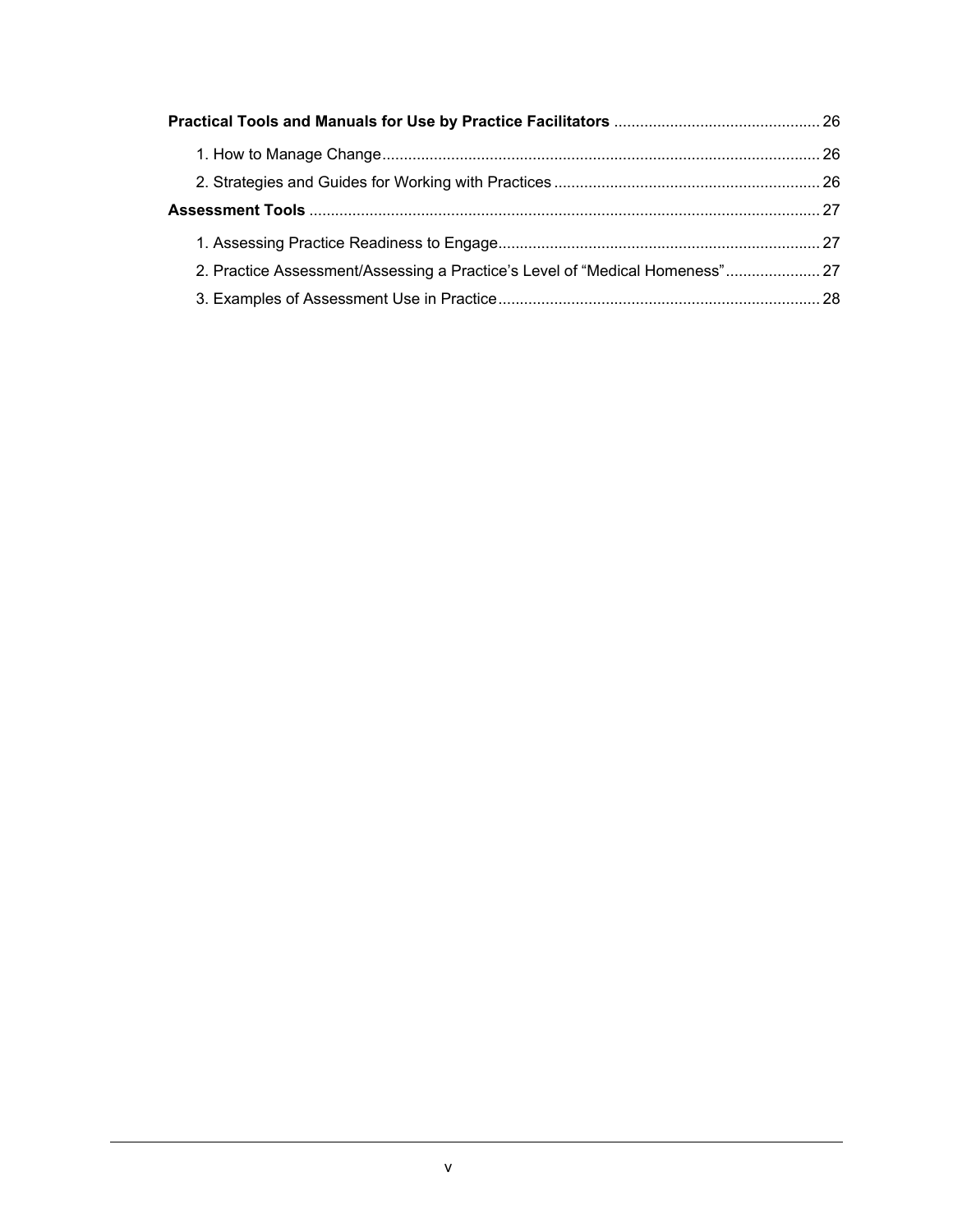**Practical Tools and Manuals for Use by Practice Facilitators** ............................................. 26

1. How to Manage Change ............................................................................................ 26
2. Strategies and Guides for Working with Practices ........................................................ 26

**Assessment Tools** ........................................................................................................... 27

1. Assessing Practice Readiness to Engage ..................................................................... 27
2. Practice Assessment/Assessing a Practice's Level of "Medical Homeness" .................... 27
3. Examples of Assessment Use in Practice ..................................................................... 28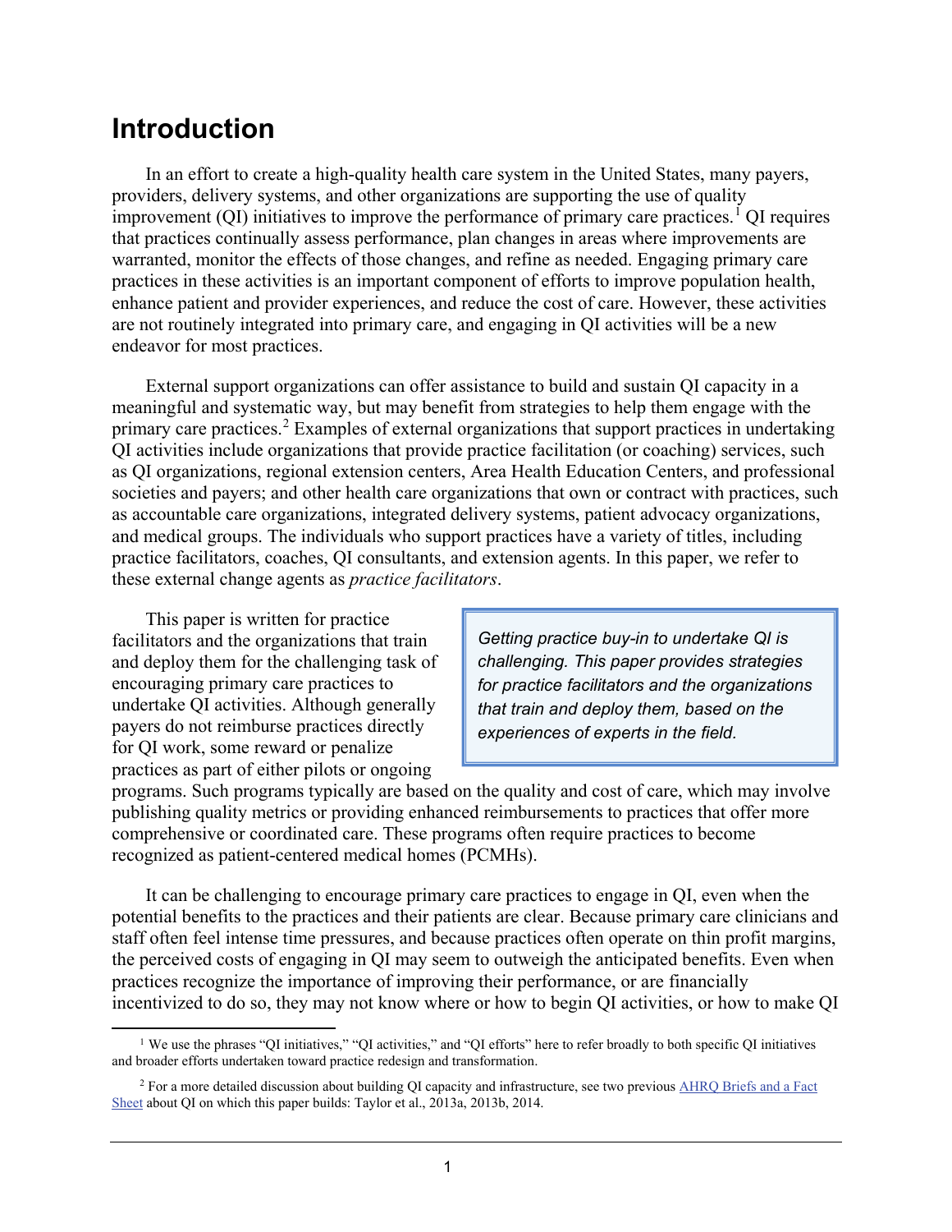# Introduction

In an effort to create a high-quality health care system in the United States, many payers, providers, delivery systems, and other organizations are supporting the use of quality improvement (QI) initiatives to improve the performance of primary care practices.[1] QI requires that practices continually assess performance, plan changes in areas where improvements are warranted, monitor the effects of those changes, and refine as needed. Engaging primary care practices in these activities is an important component of efforts to improve population health, enhance patient and provider experiences, and reduce the cost of care. However, these activities are not routinely integrated into primary care, and engaging in QI activities will be a new endeavor for most practices.

External support organizations can offer assistance to build and sustain QI capacity in a meaningful and systematic way, but may benefit from strategies to help them engage with the primary care practices.[2] Examples of external organizations that support practices in undertaking QI activities include organizations that provide practice facilitation (or coaching) services, such as QI organizations, regional extension centers, Area Health Education Centers, and professional societies and payers; and other health care organizations that own or contract with practices, such as accountable care organizations, integrated delivery systems, patient advocacy organizations, and medical groups. The individuals who support practices have a variety of titles, including practice facilitators, coaches, QI consultants, and extension agents. In this paper, we refer to these external change agents as *practice facilitators*.

> *Getting practice buy-in to undertake QI is challenging. This paper provides strategies for practice facilitators and the organizations that train and deploy them, based on the experiences of experts in the field.*

This paper is written for practice facilitators and the organizations that train and deploy them for the challenging task of encouraging primary care practices to undertake QI activities. Although generally payers do not reimburse practices directly for QI work, some reward or penalize practices as part of either pilots or ongoing programs. Such programs typically are based on the quality and cost of care, which may involve publishing quality metrics or providing enhanced reimbursements to practices that offer more comprehensive or coordinated care. These programs often require practices to become recognized as patient-centered medical homes (PCMHs).

It can be challenging to encourage primary care practices to engage in QI, even when the potential benefits to the practices and their patients are clear. Because primary care clinicians and staff often feel intense time pressures, and because practices often operate on thin profit margins, the perceived costs of engaging in QI may seem to outweigh the anticipated benefits. Even when practices recognize the importance of improving their performance, or are financially incentivized to do so, they may not know where or how to begin QI activities, or how to make QI

---

[1] We use the phrases "QI initiatives," "QI activities," and "QI efforts" here to refer broadly to both specific QI initiatives and broader efforts undertaken toward practice redesign and transformation.

[2] For a more detailed discussion about building QI capacity and infrastructure, see two previous AHRQ Briefs and a Fact Sheet about QI on which this paper builds: Taylor et al., 2013a, 2013b, 2014.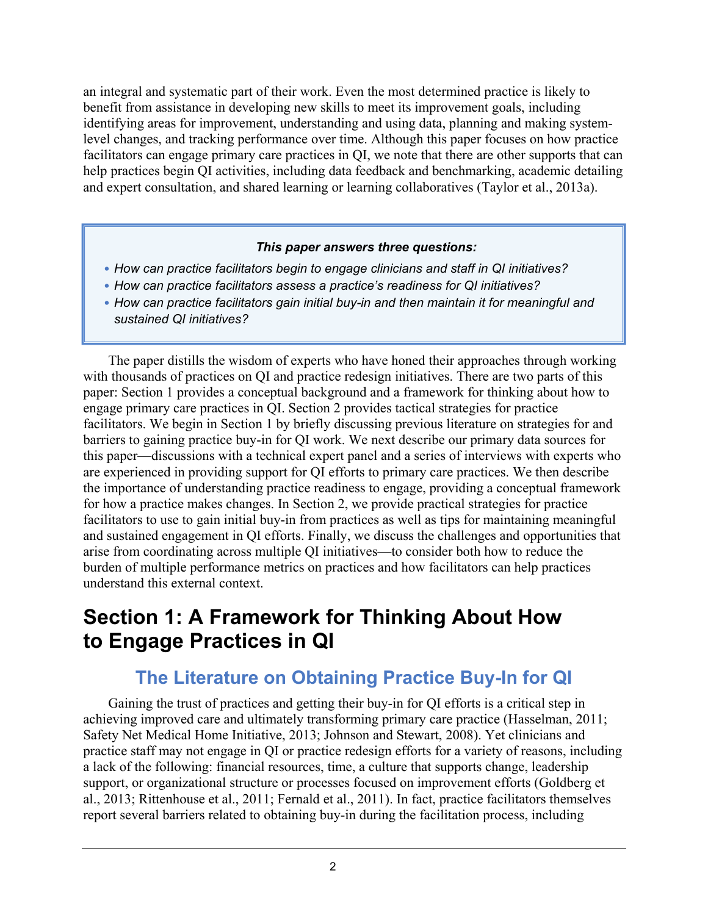an integral and systematic part of their work. Even the most determined practice is likely to benefit from assistance in developing new skills to meet its improvement goals, including identifying areas for improvement, understanding and using data, planning and making system-level changes, and tracking performance over time. Although this paper focuses on how practice facilitators can engage primary care practices in QI, we note that there are other supports that can help practices begin QI activities, including data feedback and benchmarking, academic detailing and expert consultation, and shared learning or learning collaboratives (Taylor et al., 2013a).

> ***This paper answers three questions:***
>
> - *How can practice facilitators begin to engage clinicians and staff in QI initiatives?*
> - *How can practice facilitators assess a practice's readiness for QI initiatives?*
> - *How can practice facilitators gain initial buy-in and then maintain it for meaningful and sustained QI initiatives?*

The paper distills the wisdom of experts who have honed their approaches through working with thousands of practices on QI and practice redesign initiatives. There are two parts of this paper: Section 1 provides a conceptual background and a framework for thinking about how to engage primary care practices in QI. Section 2 provides tactical strategies for practice facilitators. We begin in Section 1 by briefly discussing previous literature on strategies for and barriers to gaining practice buy-in for QI work. We next describe our primary data sources for this paper—discussions with a technical expert panel and a series of interviews with experts who are experienced in providing support for QI efforts to primary care practices. We then describe the importance of understanding practice readiness to engage, providing a conceptual framework for how a practice makes changes. In Section 2, we provide practical strategies for practice facilitators to use to gain initial buy-in from practices as well as tips for maintaining meaningful and sustained engagement in QI efforts. Finally, we discuss the challenges and opportunities that arise from coordinating across multiple QI initiatives—to consider both how to reduce the burden of multiple performance metrics on practices and how facilitators can help practices understand this external context.

# Section 1: A Framework for Thinking About How to Engage Practices in QI

## The Literature on Obtaining Practice Buy-In for QI

Gaining the trust of practices and getting their buy-in for QI efforts is a critical step in achieving improved care and ultimately transforming primary care practice (Hasselman, 2011; Safety Net Medical Home Initiative, 2013; Johnson and Stewart, 2008). Yet clinicians and practice staff may not engage in QI or practice redesign efforts for a variety of reasons, including a lack of the following: financial resources, time, a culture that supports change, leadership support, or organizational structure or processes focused on improvement efforts (Goldberg et al., 2013; Rittenhouse et al., 2011; Fernald et al., 2011). In fact, practice facilitators themselves report several barriers related to obtaining buy-in during the facilitation process, including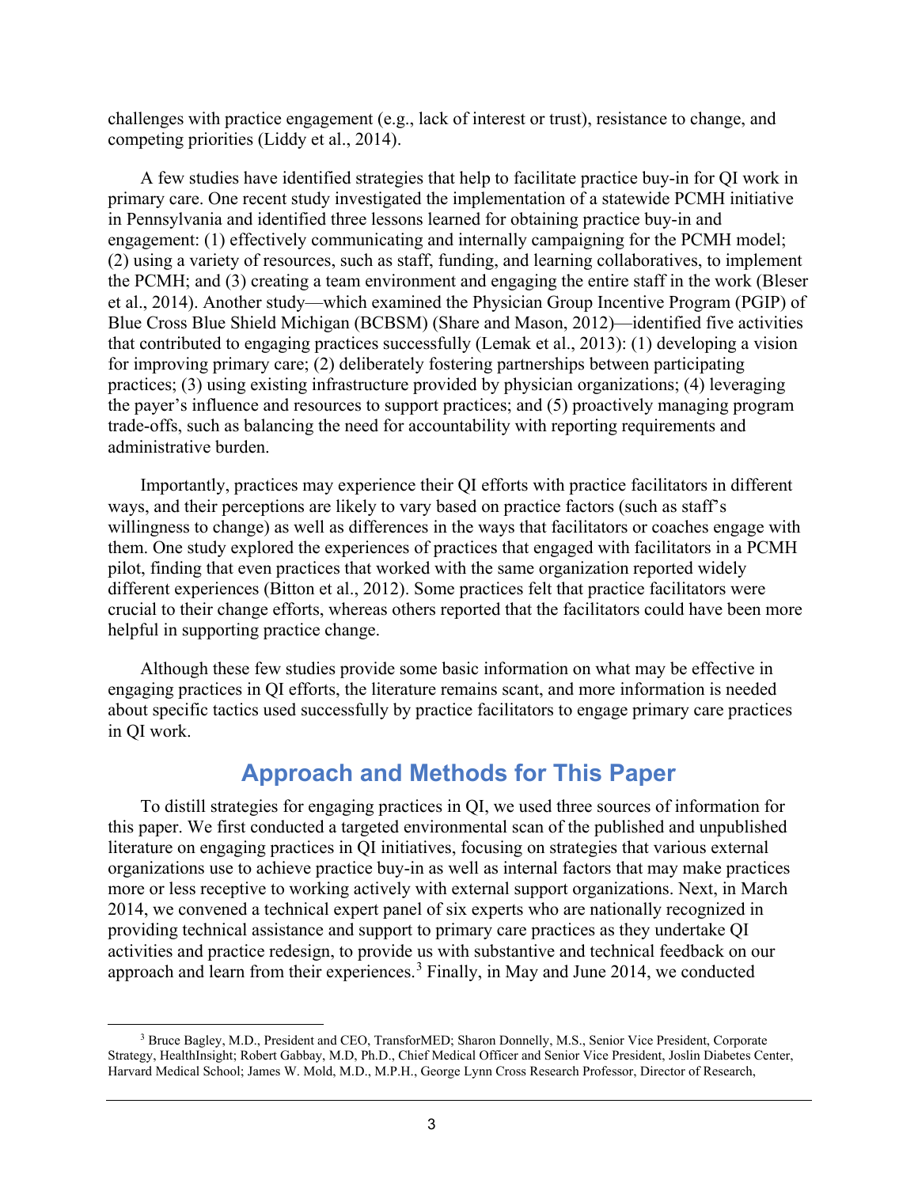challenges with practice engagement (e.g., lack of interest or trust), resistance to change, and competing priorities (Liddy et al., 2014).

A few studies have identified strategies that help to facilitate practice buy-in for QI work in primary care. One recent study investigated the implementation of a statewide PCMH initiative in Pennsylvania and identified three lessons learned for obtaining practice buy-in and engagement: (1) effectively communicating and internally campaigning for the PCMH model; (2) using a variety of resources, such as staff, funding, and learning collaboratives, to implement the PCMH; and (3) creating a team environment and engaging the entire staff in the work (Bleser et al., 2014). Another study—which examined the Physician Group Incentive Program (PGIP) of Blue Cross Blue Shield Michigan (BCBSM) (Share and Mason, 2012)—identified five activities that contributed to engaging practices successfully (Lemak et al., 2013): (1) developing a vision for improving primary care; (2) deliberately fostering partnerships between participating practices; (3) using existing infrastructure provided by physician organizations; (4) leveraging the payer's influence and resources to support practices; and (5) proactively managing program trade-offs, such as balancing the need for accountability with reporting requirements and administrative burden.

Importantly, practices may experience their QI efforts with practice facilitators in different ways, and their perceptions are likely to vary based on practice factors (such as staff's willingness to change) as well as differences in the ways that facilitators or coaches engage with them. One study explored the experiences of practices that engaged with facilitators in a PCMH pilot, finding that even practices that worked with the same organization reported widely different experiences (Bitton et al., 2012). Some practices felt that practice facilitators were crucial to their change efforts, whereas others reported that the facilitators could have been more helpful in supporting practice change.

Although these few studies provide some basic information on what may be effective in engaging practices in QI efforts, the literature remains scant, and more information is needed about specific tactics used successfully by practice facilitators to engage primary care practices in QI work.

## Approach and Methods for This Paper

To distill strategies for engaging practices in QI, we used three sources of information for this paper. We first conducted a targeted environmental scan of the published and unpublished literature on engaging practices in QI initiatives, focusing on strategies that various external organizations use to achieve practice buy-in as well as internal factors that may make practices more or less receptive to working actively with external support organizations. Next, in March 2014, we convened a technical expert panel of six experts who are nationally recognized in providing technical assistance and support to primary care practices as they undertake QI activities and practice redesign, to provide us with substantive and technical feedback on our approach and learn from their experiences.[3] Finally, in May and June 2014, we conducted

[3] Bruce Bagley, M.D., President and CEO, TransforMED; Sharon Donnelly, M.S., Senior Vice President, Corporate Strategy, HealthInsight; Robert Gabbay, M.D, Ph.D., Chief Medical Officer and Senior Vice President, Joslin Diabetes Center, Harvard Medical School; James W. Mold, M.D., M.P.H., George Lynn Cross Research Professor, Director of Research,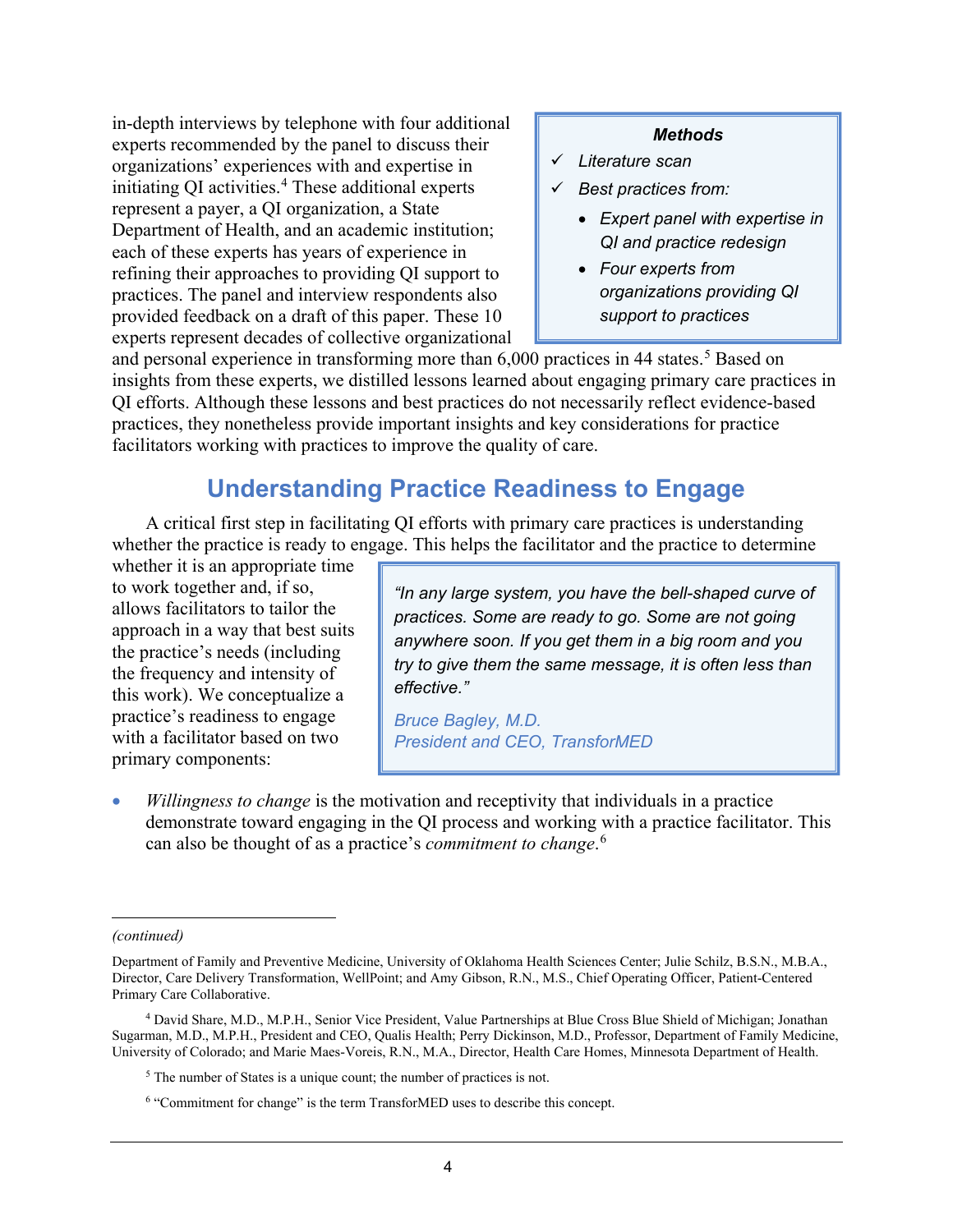in-depth interviews by telephone with four additional experts recommended by the panel to discuss their organizations' experiences with and expertise in initiating QI activities.[4] These additional experts represent a payer, a QI organization, a State Department of Health, and an academic institution; each of these experts has years of experience in refining their approaches to providing QI support to practices. The panel and interview respondents also provided feedback on a draft of this paper. These 10 experts represent decades of collective organizational and personal experience in transforming more than 6,000 practices in 44 states.[5] Based on insights from these experts, we distilled lessons learned about engaging primary care practices in QI efforts. Although these lessons and best practices do not necessarily reflect evidence-based practices, they nonetheless provide important insights and key considerations for practice facilitators working with practices to improve the quality of care.

> ***Methods***
>
> - ✓ *Literature scan*
> - ✓ *Best practices from:*
>   - *Expert panel with expertise in QI and practice redesign*
>   - *Four experts from organizations providing QI support to practices*

## Understanding Practice Readiness to Engage

A critical first step in facilitating QI efforts with primary care practices is understanding whether the practice is ready to engage. This helps the facilitator and the practice to determine whether it is an appropriate time to work together and, if so, allows facilitators to tailor the approach in a way that best suits the practice's needs (including the frequency and intensity of this work). We conceptualize a practice's readiness to engage with a facilitator based on two primary components:

> *"In any large system, you have the bell-shaped curve of practices. Some are ready to go. Some are not going anywhere soon. If you get them in a big room and you try to give them the same message, it is often less than effective."*
>
> *Bruce Bagley, M.D.*
> *President and CEO, TransforMED*

- *Willingness to change* is the motivation and receptivity that individuals in a practice demonstrate toward engaging in the QI process and working with a practice facilitator. This can also be thought of as a practice's *commitment to change*.[6]

---

*(continued)*

Department of Family and Preventive Medicine, University of Oklahoma Health Sciences Center; Julie Schilz, B.S.N., M.B.A., Director, Care Delivery Transformation, WellPoint; and Amy Gibson, R.N., M.S., Chief Operating Officer, Patient-Centered Primary Care Collaborative.

[4] David Share, M.D., M.P.H., Senior Vice President, Value Partnerships at Blue Cross Blue Shield of Michigan; Jonathan Sugarman, M.D., M.P.H., President and CEO, Qualis Health; Perry Dickinson, M.D., Professor, Department of Family Medicine, University of Colorado; and Marie Maes-Voreis, R.N., M.A., Director, Health Care Homes, Minnesota Department of Health.

[5] The number of States is a unique count; the number of practices is not.

[6] "Commitment for change" is the term TransforMED uses to describe this concept.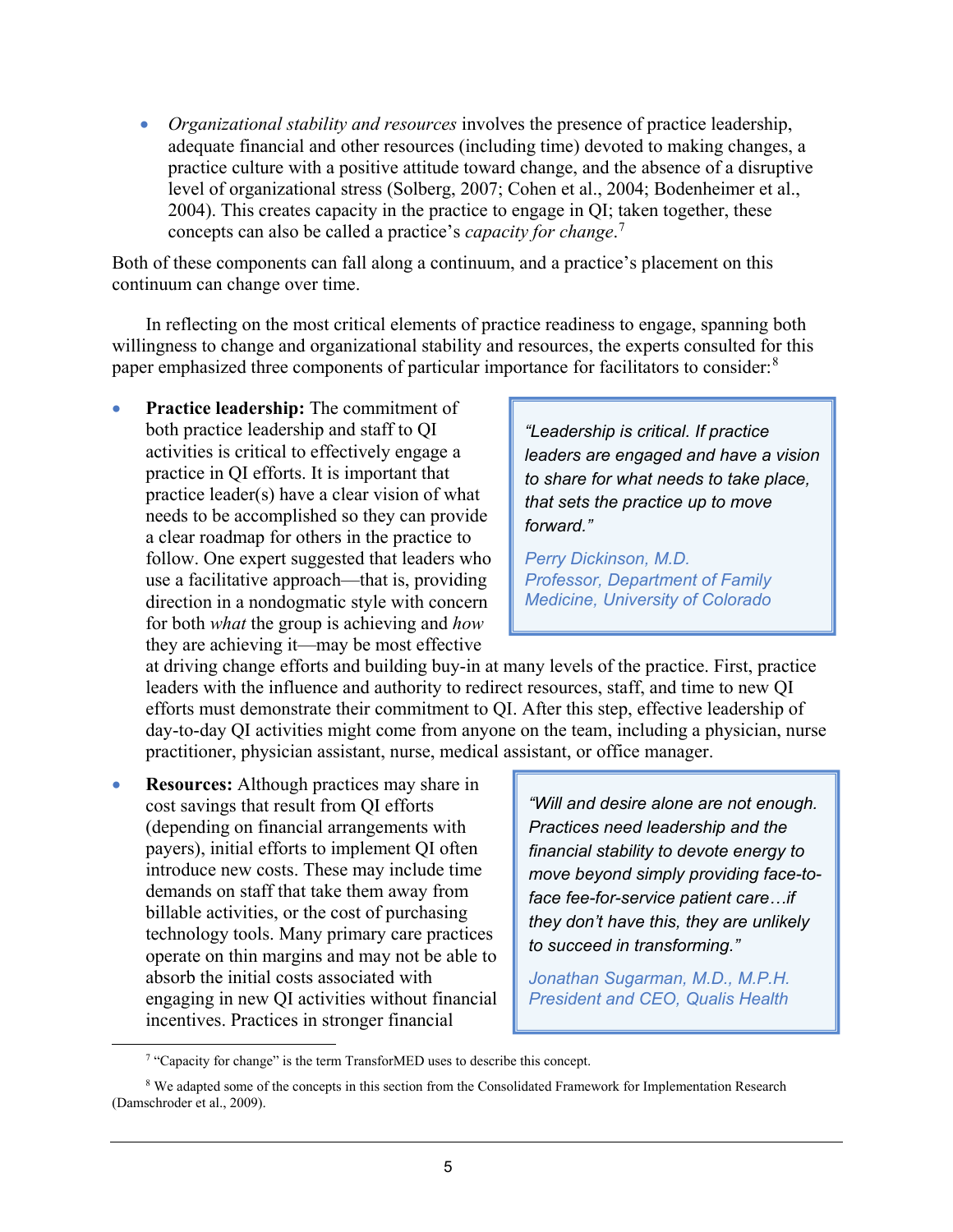- *Organizational stability and resources* involves the presence of practice leadership, adequate financial and other resources (including time) devoted to making changes, a practice culture with a positive attitude toward change, and the absence of a disruptive level of organizational stress (Solberg, 2007; Cohen et al., 2004; Bodenheimer et al., 2004). This creates capacity in the practice to engage in QI; taken together, these concepts can also be called a practice's *capacity for change*.[7]

Both of these components can fall along a continuum, and a practice's placement on this continuum can change over time.

In reflecting on the most critical elements of practice readiness to engage, spanning both willingness to change and organizational stability and resources, the experts consulted for this paper emphasized three components of particular importance for facilitators to consider:[8]

- **Practice leadership:** The commitment of both practice leadership and staff to QI activities is critical to effectively engage a practice in QI efforts. It is important that practice leader(s) have a clear vision of what needs to be accomplished so they can provide a clear roadmap for others in the practice to follow. One expert suggested that leaders who use a facilitative approach—that is, providing direction in a nondogmatic style with concern for both *what* the group is achieving and *how* they are achieving it—may be most effective at driving change efforts and building buy-in at many levels of the practice. First, practice leaders with the influence and authority to redirect resources, staff, and time to new QI efforts must demonstrate their commitment to QI. After this step, effective leadership of day-to-day QI activities might come from anyone on the team, including a physician, nurse practitioner, physician assistant, nurse, medical assistant, or office manager.

> *"Leadership is critical. If practice leaders are engaged and have a vision to share for what needs to take place, that sets the practice up to move forward."*
>
> *Perry Dickinson, M.D.*
> *Professor, Department of Family Medicine, University of Colorado*

- **Resources:** Although practices may share in cost savings that result from QI efforts (depending on financial arrangements with payers), initial efforts to implement QI often introduce new costs. These may include time demands on staff that take them away from billable activities, or the cost of purchasing technology tools. Many primary care practices operate on thin margins and may not be able to absorb the initial costs associated with engaging in new QI activities without financial incentives. Practices in stronger financial

> *"Will and desire alone are not enough. Practices need leadership and the financial stability to devote energy to move beyond simply providing face-to-face fee-for-service patient care…if they don't have this, they are unlikely to succeed in transforming."*
>
> *Jonathan Sugarman, M.D., M.P.H.*
> *President and CEO, Qualis Health*

[7] "Capacity for change" is the term TransforMED uses to describe this concept.

[8] We adapted some of the concepts in this section from the Consolidated Framework for Implementation Research (Damschroder et al., 2009).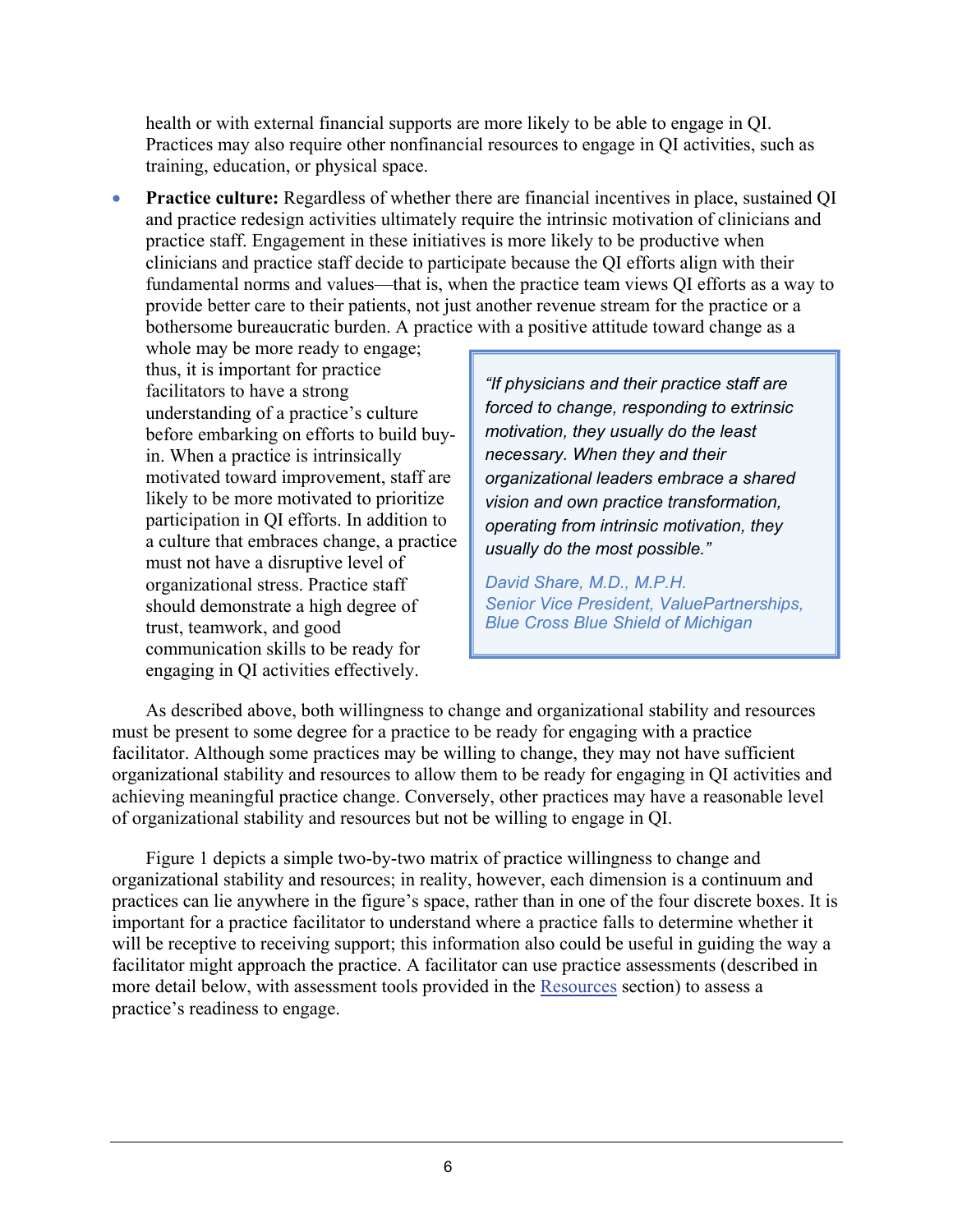health or with external financial supports are more likely to be able to engage in QI. Practices may also require other nonfinancial resources to engage in QI activities, such as training, education, or physical space.

- **Practice culture:** Regardless of whether there are financial incentives in place, sustained QI and practice redesign activities ultimately require the intrinsic motivation of clinicians and practice staff. Engagement in these initiatives is more likely to be productive when clinicians and practice staff decide to participate because the QI efforts align with their fundamental norms and values—that is, when the practice team views QI efforts as a way to provide better care to their patients, not just another revenue stream for the practice or a bothersome bureaucratic burden. A practice with a positive attitude toward change as a whole may be more ready to engage; thus, it is important for practice facilitators to have a strong understanding of a practice's culture before embarking on efforts to build buy-in. When a practice is intrinsically motivated toward improvement, staff are likely to be more motivated to prioritize participation in QI efforts. In addition to a culture that embraces change, a practice must not have a disruptive level of organizational stress. Practice staff should demonstrate a high degree of trust, teamwork, and good communication skills to be ready for engaging in QI activities effectively.

> *"If physicians and their practice staff are forced to change, responding to extrinsic motivation, they usually do the least necessary. When they and their organizational leaders embrace a shared vision and own practice transformation, operating from intrinsic motivation, they usually do the most possible."*
>
> *David Share, M.D., M.P.H.*
> *Senior Vice President, ValuePartnerships, Blue Cross Blue Shield of Michigan*

As described above, both willingness to change and organizational stability and resources must be present to some degree for a practice to be ready for engaging with a practice facilitator. Although some practices may be willing to change, they may not have sufficient organizational stability and resources to allow them to be ready for engaging in QI activities and achieving meaningful practice change. Conversely, other practices may have a reasonable level of organizational stability and resources but not be willing to engage in QI.

Figure 1 depicts a simple two-by-two matrix of practice willingness to change and organizational stability and resources; in reality, however, each dimension is a continuum and practices can lie anywhere in the figure's space, rather than in one of the four discrete boxes. It is important for a practice facilitator to understand where a practice falls to determine whether it will be receptive to receiving support; this information also could be useful in guiding the way a facilitator might approach the practice. A facilitator can use practice assessments (described in more detail below, with assessment tools provided in the Resources section) to assess a practice's readiness to engage.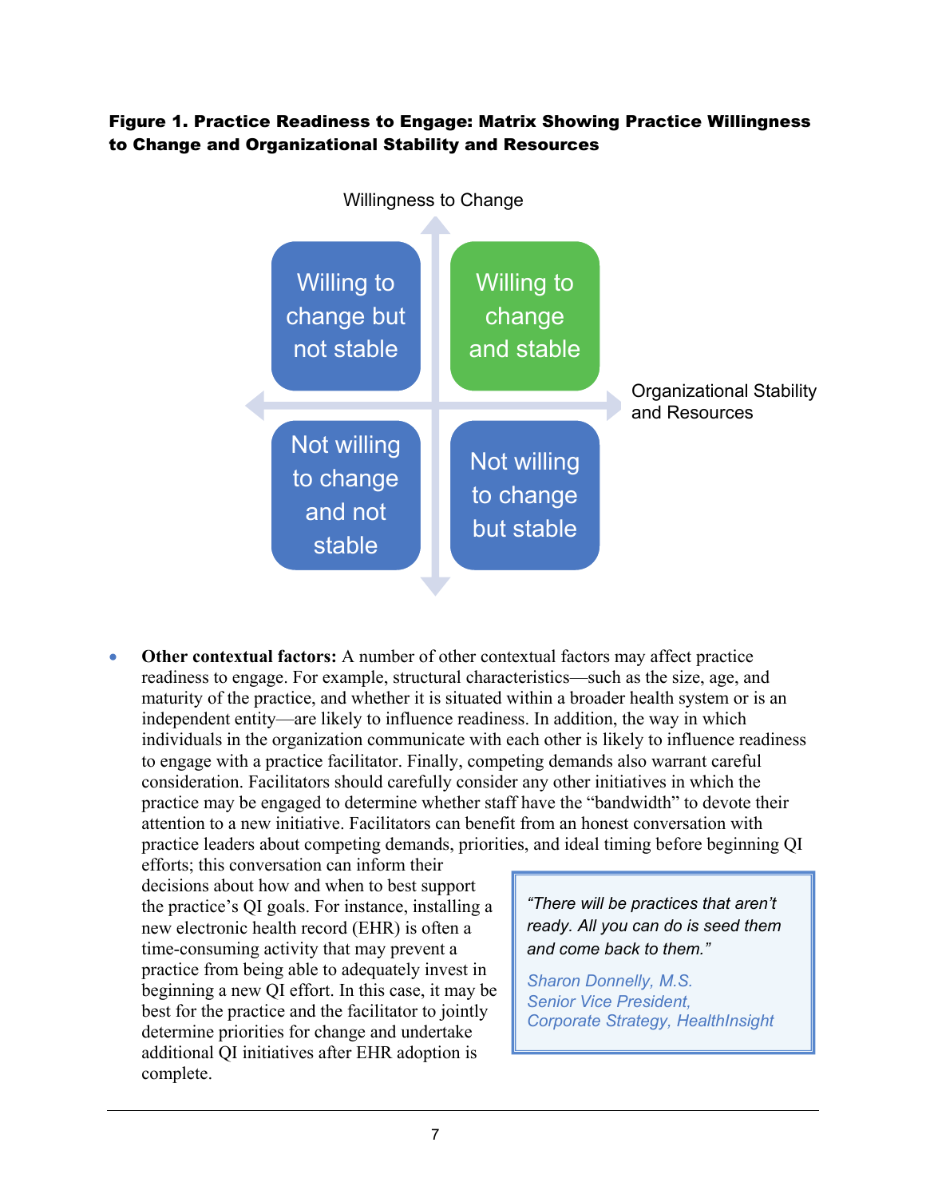**Figure 1. Practice Readiness to Engage: Matrix Showing Practice Willingness to Change and Organizational Stability and Resources**

Willingness to Change

| | |
|---|---|
| Willing to change but not stable | Willing to change and stable |
| Not willing to change and not stable | Not willing to change but stable |

Organizational Stability and Resources

- **Other contextual factors:** A number of other contextual factors may affect practice readiness to engage. For example, structural characteristics—such as the size, age, and maturity of the practice, and whether it is situated within a broader health system or is an independent entity—are likely to influence readiness. In addition, the way in which individuals in the organization communicate with each other is likely to influence readiness to engage with a practice facilitator. Finally, competing demands also warrant careful consideration. Facilitators should carefully consider any other initiatives in which the practice may be engaged to determine whether staff have the "bandwidth" to devote their attention to a new initiative. Facilitators can benefit from an honest conversation with practice leaders about competing demands, priorities, and ideal timing before beginning QI efforts; this conversation can inform their decisions about how and when to best support the practice's QI goals. For instance, installing a new electronic health record (EHR) is often a time-consuming activity that may prevent a practice from being able to adequately invest in beginning a new QI effort. In this case, it may be best for the practice and the facilitator to jointly determine priorities for change and undertake additional QI initiatives after EHR adoption is complete.

> *"There will be practices that aren't ready. All you can do is seed them and come back to them."*
>
> *Sharon Donnelly, M.S.*
> *Senior Vice President,*
> *Corporate Strategy, HealthInsight*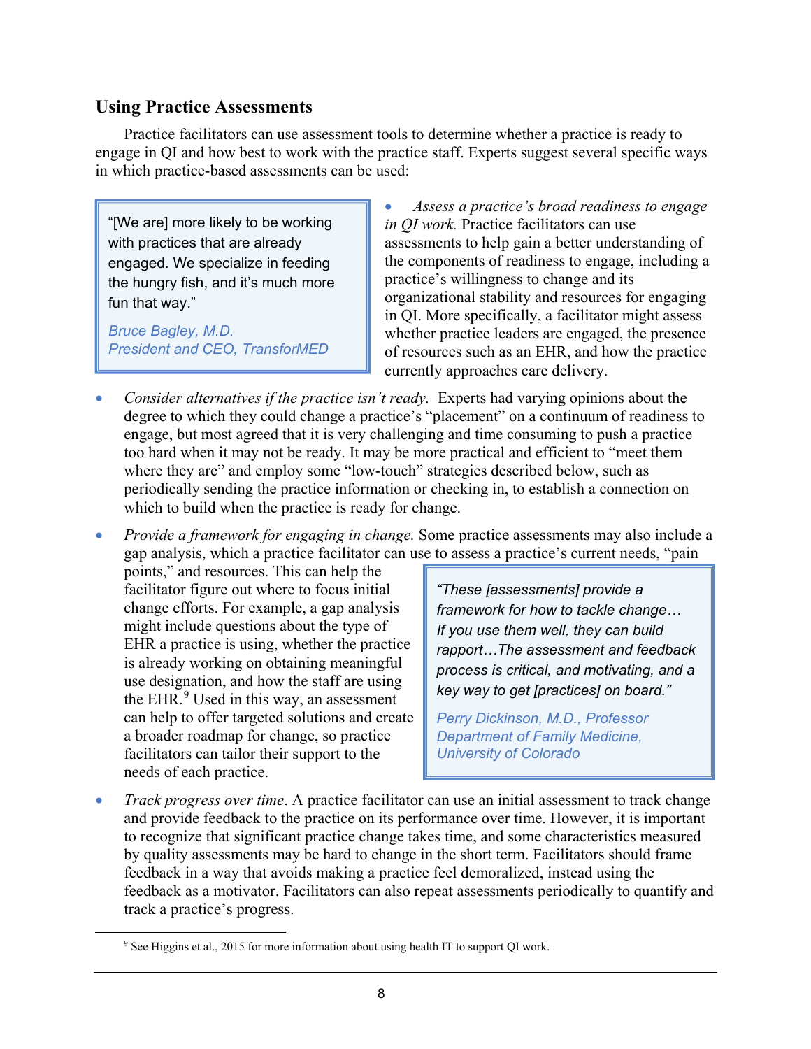## Using Practice Assessments

Practice facilitators can use assessment tools to determine whether a practice is ready to engage in QI and how best to work with the practice staff. Experts suggest several specific ways in which practice-based assessments can be used:

> "[We are] more likely to be working with practices that are already engaged. We specialize in feeding the hungry fish, and it's much more fun that way."
>
> *Bruce Bagley, M.D.*
> *President and CEO, TransforMED*

- *Assess a practice's broad readiness to engage in QI work.* Practice facilitators can use assessments to help gain a better understanding of the components of readiness to engage, including a practice's willingness to change and its organizational stability and resources for engaging in QI. More specifically, a facilitator might assess whether practice leaders are engaged, the presence of resources such as an EHR, and how the practice currently approaches care delivery.
- *Consider alternatives if the practice isn't ready.* Experts had varying opinions about the degree to which they could change a practice's "placement" on a continuum of readiness to engage, but most agreed that it is very challenging and time consuming to push a practice too hard when it may not be ready. It may be more practical and efficient to "meet them where they are" and employ some "low-touch" strategies described below, such as periodically sending the practice information or checking in, to establish a connection on which to build when the practice is ready for change.
- *Provide a framework for engaging in change.* Some practice assessments may also include a gap analysis, which a practice facilitator can use to assess a practice's current needs, "pain points," and resources. This can help the facilitator figure out where to focus initial change efforts. For example, a gap analysis might include questions about the type of EHR a practice is using, whether the practice is already working on obtaining meaningful use designation, and how the staff are using the EHR.[9] Used in this way, an assessment can help to offer targeted solutions and create a broader roadmap for change, so practice facilitators can tailor their support to the needs of each practice.

> *"These [assessments] provide a framework for how to tackle change… If you use them well, they can build rapport…The assessment and feedback process is critical, and motivating, and a key way to get [practices] on board."*
>
> *Perry Dickinson, M.D., Professor*
> *Department of Family Medicine,*
> *University of Colorado*

- *Track progress over time*. A practice facilitator can use an initial assessment to track change and provide feedback to the practice on its performance over time. However, it is important to recognize that significant practice change takes time, and some characteristics measured by quality assessments may be hard to change in the short term. Facilitators should frame feedback in a way that avoids making a practice feel demoralized, instead using the feedback as a motivator. Facilitators can also repeat assessments periodically to quantify and track a practice's progress.

---

[9] See Higgins et al., 2015 for more information about using health IT to support QI work.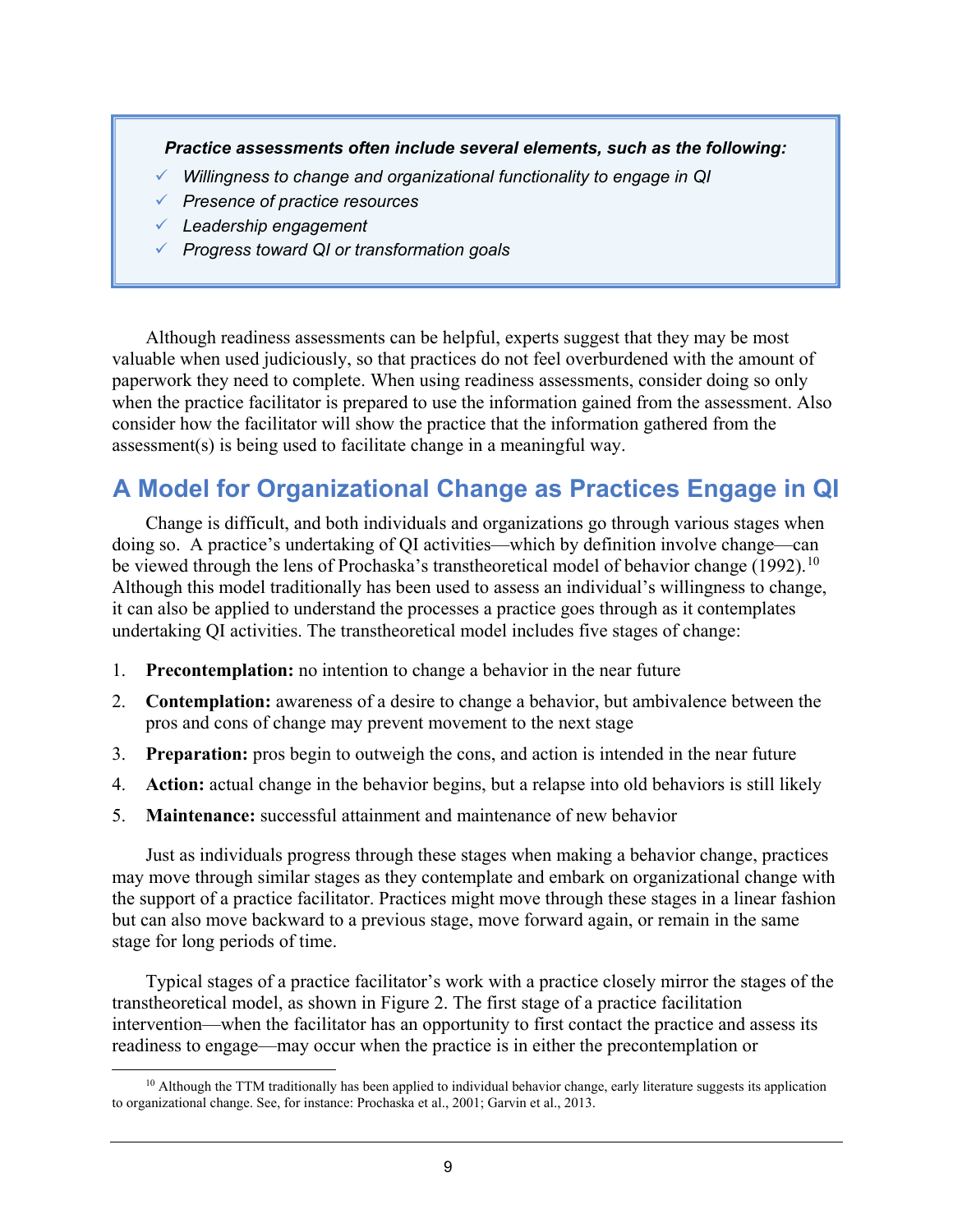*Practice assessments often include several elements, such as the following:*

- ✓ *Willingness to change and organizational functionality to engage in QI*
- ✓ *Presence of practice resources*
- ✓ *Leadership engagement*
- ✓ *Progress toward QI or transformation goals*

Although readiness assessments can be helpful, experts suggest that they may be most valuable when used judiciously, so that practices do not feel overburdened with the amount of paperwork they need to complete. When using readiness assessments, consider doing so only when the practice facilitator is prepared to use the information gained from the assessment. Also consider how the facilitator will show the practice that the information gathered from the assessment(s) is being used to facilitate change in a meaningful way.

## A Model for Organizational Change as Practices Engage in QI

Change is difficult, and both individuals and organizations go through various stages when doing so. A practice's undertaking of QI activities—which by definition involve change—can be viewed through the lens of Prochaska's transtheoretical model of behavior change (1992).[10] Although this model traditionally has been used to assess an individual's willingness to change, it can also be applied to understand the processes a practice goes through as it contemplates undertaking QI activities. The transtheoretical model includes five stages of change:

1. **Precontemplation:** no intention to change a behavior in the near future
2. **Contemplation:** awareness of a desire to change a behavior, but ambivalence between the pros and cons of change may prevent movement to the next stage
3. **Preparation:** pros begin to outweigh the cons, and action is intended in the near future
4. **Action:** actual change in the behavior begins, but a relapse into old behaviors is still likely
5. **Maintenance:** successful attainment and maintenance of new behavior

Just as individuals progress through these stages when making a behavior change, practices may move through similar stages as they contemplate and embark on organizational change with the support of a practice facilitator. Practices might move through these stages in a linear fashion but can also move backward to a previous stage, move forward again, or remain in the same stage for long periods of time.

Typical stages of a practice facilitator's work with a practice closely mirror the stages of the transtheoretical model, as shown in Figure 2. The first stage of a practice facilitation intervention—when the facilitator has an opportunity to first contact the practice and assess its readiness to engage—may occur when the practice is in either the precontemplation or

[10] Although the TTM traditionally has been applied to individual behavior change, early literature suggests its application to organizational change. See, for instance: Prochaska et al., 2001; Garvin et al., 2013.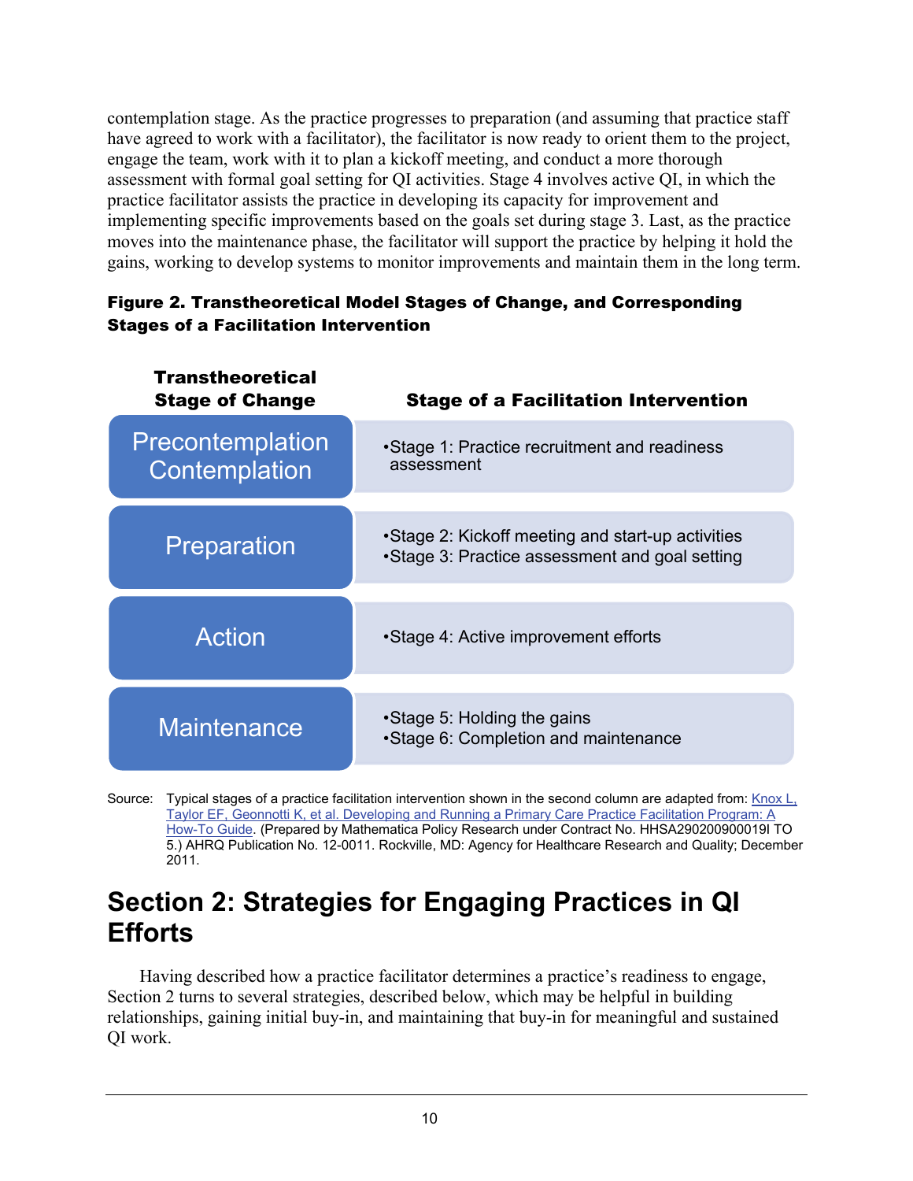contemplation stage. As the practice progresses to preparation (and assuming that practice staff have agreed to work with a facilitator), the facilitator is now ready to orient them to the project, engage the team, work with it to plan a kickoff meeting, and conduct a more thorough assessment with formal goal setting for QI activities. Stage 4 involves active QI, in which the practice facilitator assists the practice in developing its capacity for improvement and implementing specific improvements based on the goals set during stage 3. Last, as the practice moves into the maintenance phase, the facilitator will support the practice by helping it hold the gains, working to develop systems to monitor improvements and maintain them in the long term.

**Figure 2. Transtheoretical Model Stages of Change, and Corresponding Stages of a Facilitation Intervention**

| Transtheoretical Stage of Change | Stage of a Facilitation Intervention |
|---|---|
| Precontemplation<br>Contemplation | •Stage 1: Practice recruitment and readiness assessment |
| Preparation | •Stage 2: Kickoff meeting and start-up activities<br>•Stage 3: Practice assessment and goal setting |
| Action | •Stage 4: Active improvement efforts |
| Maintenance | •Stage 5: Holding the gains<br>•Stage 6: Completion and maintenance |

Source: Typical stages of a practice facilitation intervention shown in the second column are adapted from: Knox L, Taylor EF, Geonnotti K, et al. Developing and Running a Primary Care Practice Facilitation Program: A How-To Guide. (Prepared by Mathematica Policy Research under Contract No. HHSA290200900019I TO 5.) AHRQ Publication No. 12-0011. Rockville, MD: Agency for Healthcare Research and Quality; December 2011.

# Section 2: Strategies for Engaging Practices in QI Efforts

Having described how a practice facilitator determines a practice's readiness to engage, Section 2 turns to several strategies, described below, which may be helpful in building relationships, gaining initial buy-in, and maintaining that buy-in for meaningful and sustained QI work.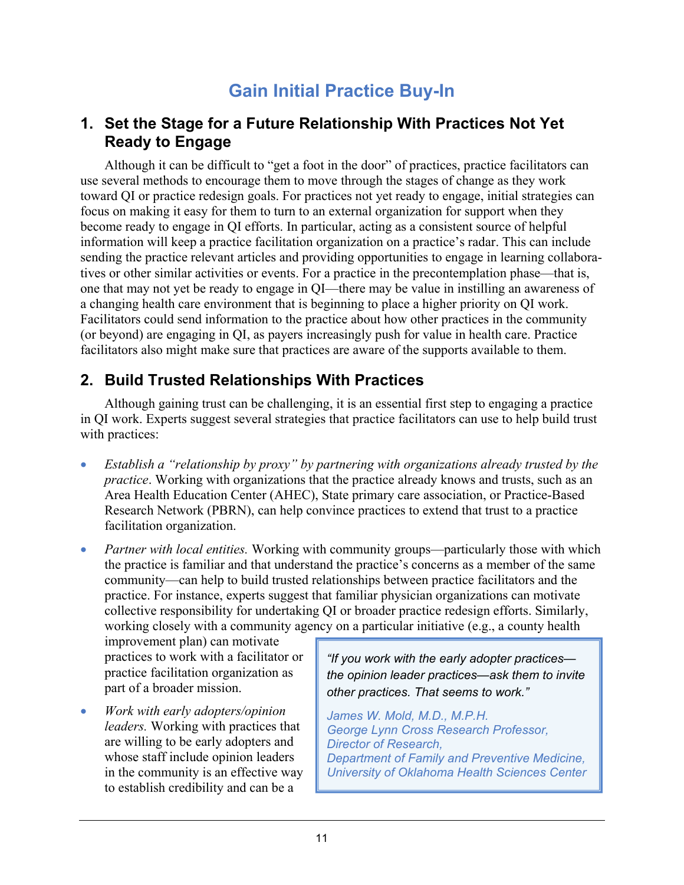# Gain Initial Practice Buy-In

## 1. Set the Stage for a Future Relationship With Practices Not Yet Ready to Engage

Although it can be difficult to "get a foot in the door" of practices, practice facilitators can use several methods to encourage them to move through the stages of change as they work toward QI or practice redesign goals. For practices not yet ready to engage, initial strategies can focus on making it easy for them to turn to an external organization for support when they become ready to engage in QI efforts. In particular, acting as a consistent source of helpful information will keep a practice facilitation organization on a practice's radar. This can include sending the practice relevant articles and providing opportunities to engage in learning collaboratives or other similar activities or events. For a practice in the precontemplation phase—that is, one that may not yet be ready to engage in QI—there may be value in instilling an awareness of a changing health care environment that is beginning to place a higher priority on QI work. Facilitators could send information to the practice about how other practices in the community (or beyond) are engaging in QI, as payers increasingly push for value in health care. Practice facilitators also might make sure that practices are aware of the supports available to them.

## 2. Build Trusted Relationships With Practices

Although gaining trust can be challenging, it is an essential first step to engaging a practice in QI work. Experts suggest several strategies that practice facilitators can use to help build trust with practices:

- *Establish a "relationship by proxy" by partnering with organizations already trusted by the practice*. Working with organizations that the practice already knows and trusts, such as an Area Health Education Center (AHEC), State primary care association, or Practice-Based Research Network (PBRN), can help convince practices to extend that trust to a practice facilitation organization.
- *Partner with local entities.* Working with community groups—particularly those with which the practice is familiar and that understand the practice's concerns as a member of the same community—can help to build trusted relationships between practice facilitators and the practice. For instance, experts suggest that familiar physician organizations can motivate collective responsibility for undertaking QI or broader practice redesign efforts. Similarly, working closely with a community agency on a particular initiative (e.g., a county health improvement plan) can motivate practices to work with a facilitator or practice facilitation organization as part of a broader mission.
- *Work with early adopters/opinion leaders.* Working with practices that are willing to be early adopters and whose staff include opinion leaders in the community is an effective way to establish credibility and can be a

> *"If you work with the early adopter practices—the opinion leader practices—ask them to invite other practices. That seems to work."*
>
> James W. Mold, M.D., M.P.H.
> George Lynn Cross Research Professor,
> Director of Research,
> Department of Family and Preventive Medicine,
> University of Oklahoma Health Sciences Center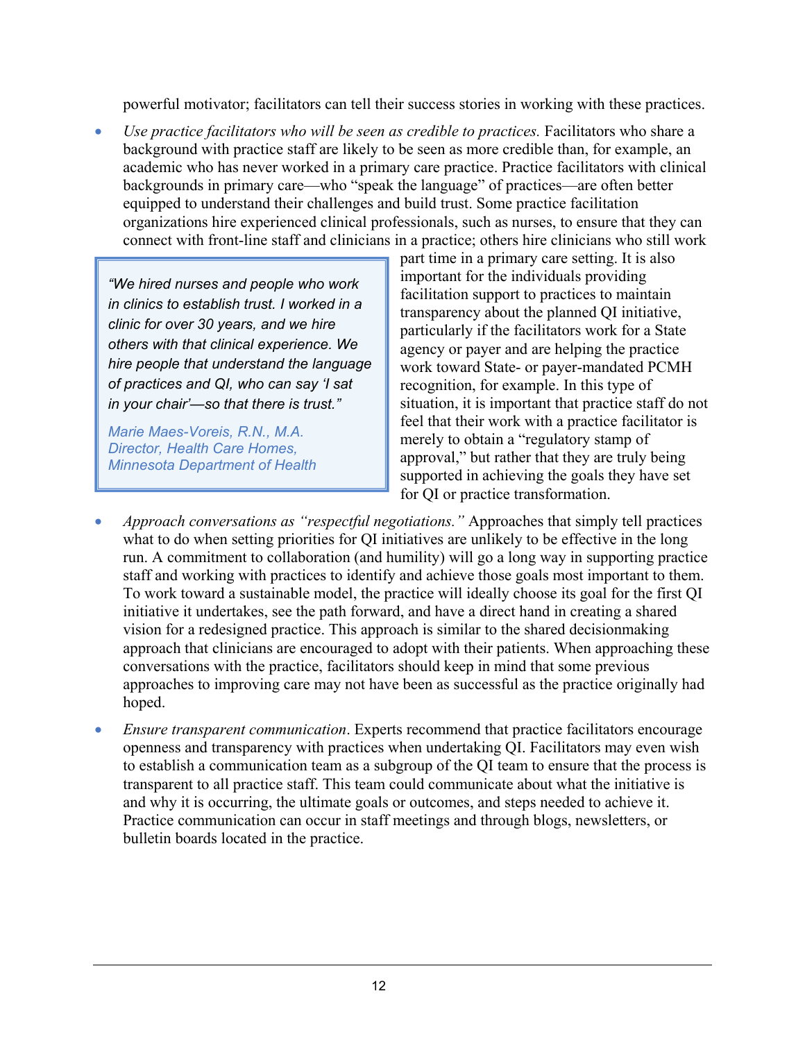powerful motivator; facilitators can tell their success stories in working with these practices.

- *Use practice facilitators who will be seen as credible to practices.* Facilitators who share a background with practice staff are likely to be seen as more credible than, for example, an academic who has never worked in a primary care practice. Practice facilitators with clinical backgrounds in primary care—who "speak the language" of practices—are often better equipped to understand their challenges and build trust. Some practice facilitation organizations hire experienced clinical professionals, such as nurses, to ensure that they can connect with front-line staff and clinicians in a practice; others hire clinicians who still work part time in a primary care setting. It is also important for the individuals providing facilitation support to practices to maintain transparency about the planned QI initiative, particularly if the facilitators work for a State agency or payer and are helping the practice work toward State- or payer-mandated PCMH recognition, for example. In this type of situation, it is important that practice staff do not feel that their work with a practice facilitator is merely to obtain a "regulatory stamp of approval," but rather that they are truly being supported in achieving the goals they have set for QI or practice transformation.

> *"We hired nurses and people who work in clinics to establish trust. I worked in a clinic for over 30 years, and we hire others with that clinical experience. We hire people that understand the language of practices and QI, who can say 'I sat in your chair'—so that there is trust."*
>
> *Marie Maes-Voreis, R.N., M.A.*
> *Director, Health Care Homes,*
> *Minnesota Department of Health*

- *Approach conversations as "respectful negotiations."* Approaches that simply tell practices what to do when setting priorities for QI initiatives are unlikely to be effective in the long run. A commitment to collaboration (and humility) will go a long way in supporting practice staff and working with practices to identify and achieve those goals most important to them. To work toward a sustainable model, the practice will ideally choose its goal for the first QI initiative it undertakes, see the path forward, and have a direct hand in creating a shared vision for a redesigned practice. This approach is similar to the shared decisionmaking approach that clinicians are encouraged to adopt with their patients. When approaching these conversations with the practice, facilitators should keep in mind that some previous approaches to improving care may not have been as successful as the practice originally had hoped.

- *Ensure transparent communication*. Experts recommend that practice facilitators encourage openness and transparency with practices when undertaking QI. Facilitators may even wish to establish a communication team as a subgroup of the QI team to ensure that the process is transparent to all practice staff. This team could communicate about what the initiative is and why it is occurring, the ultimate goals or outcomes, and steps needed to achieve it. Practice communication can occur in staff meetings and through blogs, newsletters, or bulletin boards located in the practice.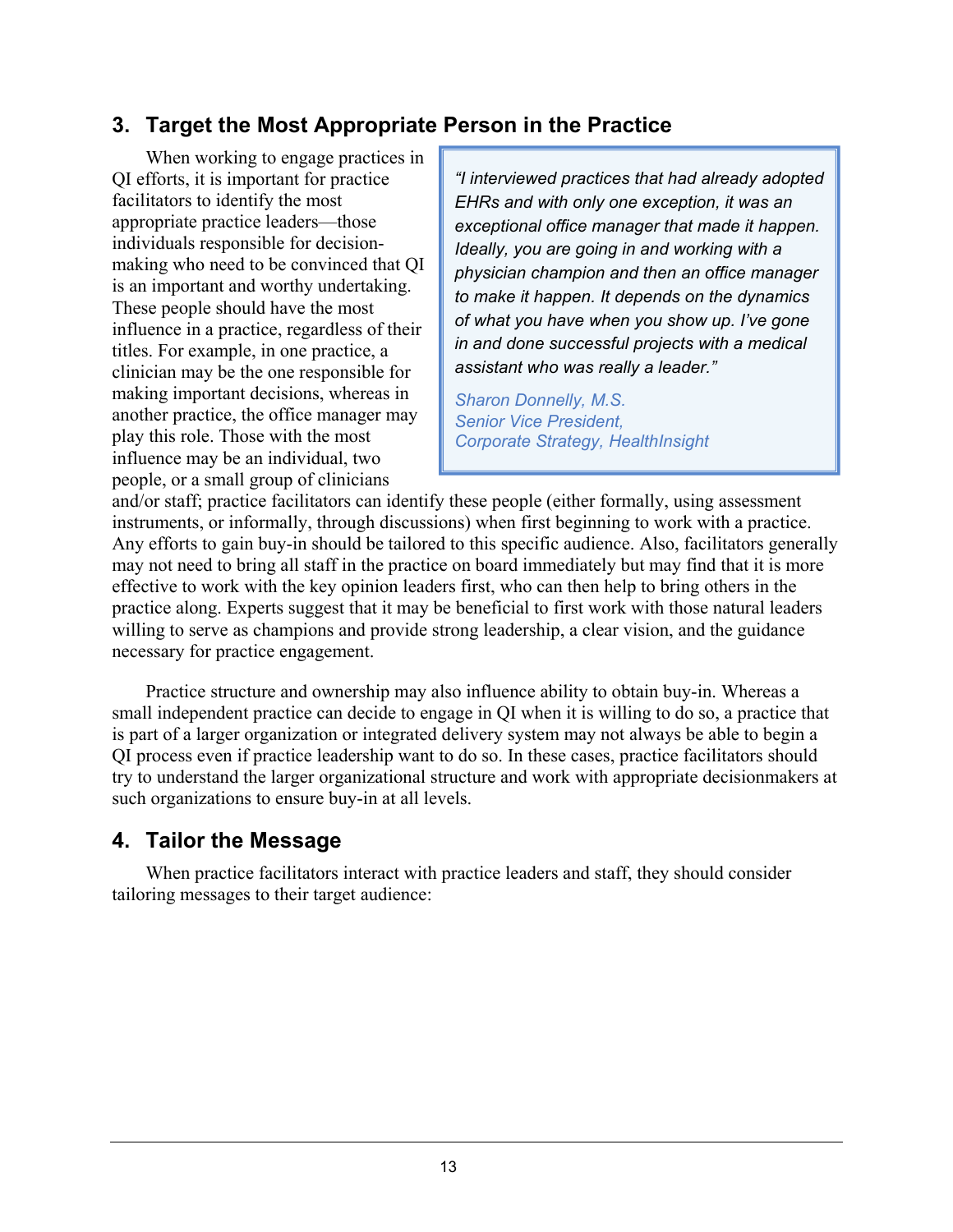## 3. Target the Most Appropriate Person in the Practice

When working to engage practices in QI efforts, it is important for practice facilitators to identify the most appropriate practice leaders—those individuals responsible for decision-making who need to be convinced that QI is an important and worthy undertaking. These people should have the most influence in a practice, regardless of their titles. For example, in one practice, a clinician may be the one responsible for making important decisions, whereas in another practice, the office manager may play this role. Those with the most influence may be an individual, two people, or a small group of clinicians and/or staff; practice facilitators can identify these people (either formally, using assessment instruments, or informally, through discussions) when first beginning to work with a practice. Any efforts to gain buy-in should be tailored to this specific audience. Also, facilitators generally may not need to bring all staff in the practice on board immediately but may find that it is more effective to work with the key opinion leaders first, who can then help to bring others in the practice along. Experts suggest that it may be beneficial to first work with those natural leaders willing to serve as champions and provide strong leadership, a clear vision, and the guidance necessary for practice engagement.

> *"I interviewed practices that had already adopted EHRs and with only one exception, it was an exceptional office manager that made it happen. Ideally, you are going in and working with a physician champion and then an office manager to make it happen. It depends on the dynamics of what you have when you show up. I've gone in and done successful projects with a medical assistant who was really a leader."*
>
> Sharon Donnelly, M.S.
> Senior Vice President,
> Corporate Strategy, HealthInsight

Practice structure and ownership may also influence ability to obtain buy-in. Whereas a small independent practice can decide to engage in QI when it is willing to do so, a practice that is part of a larger organization or integrated delivery system may not always be able to begin a QI process even if practice leadership want to do so. In these cases, practice facilitators should try to understand the larger organizational structure and work with appropriate decisionmakers at such organizations to ensure buy-in at all levels.

## 4. Tailor the Message

When practice facilitators interact with practice leaders and staff, they should consider tailoring messages to their target audience: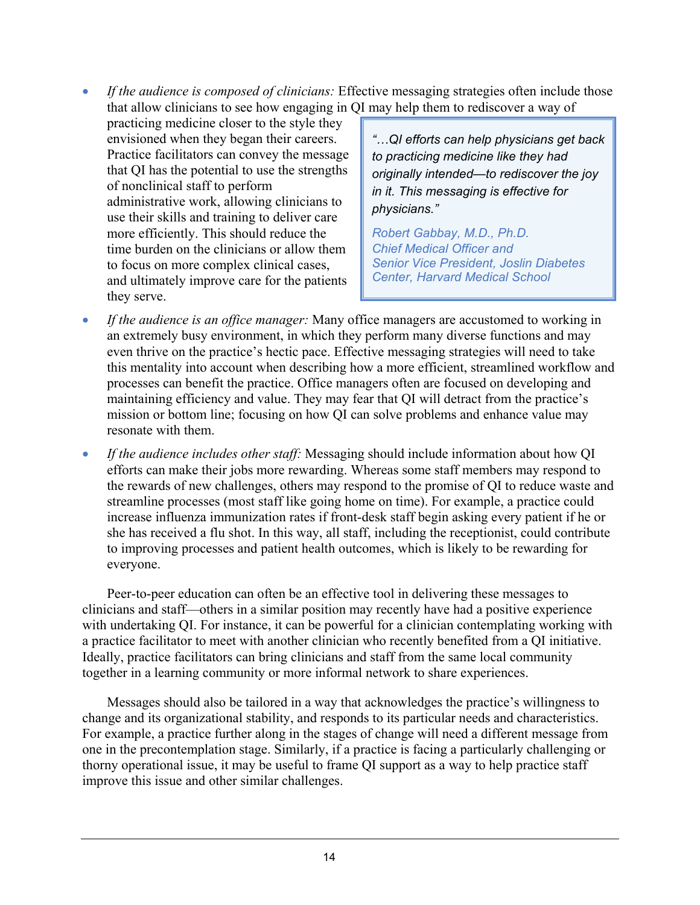- *If the audience is composed of clinicians:* Effective messaging strategies often include those that allow clinicians to see how engaging in QI may help them to rediscover a way of practicing medicine closer to the style they envisioned when they began their careers. Practice facilitators can convey the message that QI has the potential to use the strengths of nonclinical staff to perform administrative work, allowing clinicians to use their skills and training to deliver care more efficiently. This should reduce the time burden on the clinicians or allow them to focus on more complex clinical cases, and ultimately improve care for the patients they serve.

> *"…QI efforts can help physicians get back to practicing medicine like they had originally intended—to rediscover the joy in it. This messaging is effective for physicians."*
>
> Robert Gabbay, M.D., Ph.D.
> Chief Medical Officer and
> Senior Vice President, Joslin Diabetes Center, Harvard Medical School

- *If the audience is an office manager:* Many office managers are accustomed to working in an extremely busy environment, in which they perform many diverse functions and may even thrive on the practice's hectic pace. Effective messaging strategies will need to take this mentality into account when describing how a more efficient, streamlined workflow and processes can benefit the practice. Office managers often are focused on developing and maintaining efficiency and value. They may fear that QI will detract from the practice's mission or bottom line; focusing on how QI can solve problems and enhance value may resonate with them.

- *If the audience includes other staff:* Messaging should include information about how QI efforts can make their jobs more rewarding. Whereas some staff members may respond to the rewards of new challenges, others may respond to the promise of QI to reduce waste and streamline processes (most staff like going home on time). For example, a practice could increase influenza immunization rates if front-desk staff begin asking every patient if he or she has received a flu shot. In this way, all staff, including the receptionist, could contribute to improving processes and patient health outcomes, which is likely to be rewarding for everyone.

Peer-to-peer education can often be an effective tool in delivering these messages to clinicians and staff—others in a similar position may recently have had a positive experience with undertaking QI. For instance, it can be powerful for a clinician contemplating working with a practice facilitator to meet with another clinician who recently benefited from a QI initiative. Ideally, practice facilitators can bring clinicians and staff from the same local community together in a learning community or more informal network to share experiences.

Messages should also be tailored in a way that acknowledges the practice's willingness to change and its organizational stability, and responds to its particular needs and characteristics. For example, a practice further along in the stages of change will need a different message from one in the precontemplation stage. Similarly, if a practice is facing a particularly challenging or thorny operational issue, it may be useful to frame QI support as a way to help practice staff improve this issue and other similar challenges.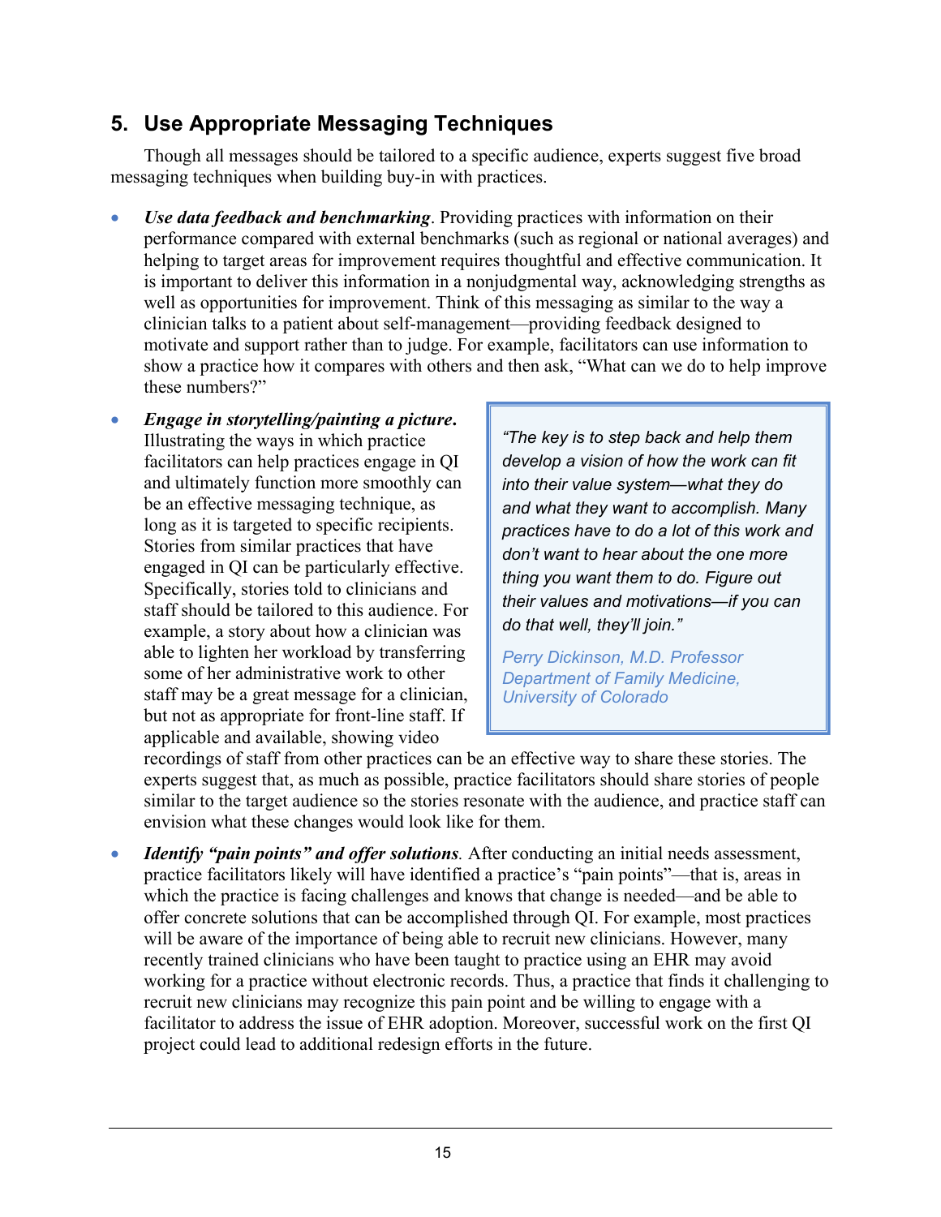## 5. Use Appropriate Messaging Techniques

Though all messages should be tailored to a specific audience, experts suggest five broad messaging techniques when building buy-in with practices.

- ***Use data feedback and benchmarking***. Providing practices with information on their performance compared with external benchmarks (such as regional or national averages) and helping to target areas for improvement requires thoughtful and effective communication. It is important to deliver this information in a nonjudgmental way, acknowledging strengths as well as opportunities for improvement. Think of this messaging as similar to the way a clinician talks to a patient about self-management—providing feedback designed to motivate and support rather than to judge. For example, facilitators can use information to show a practice how it compares with others and then ask, "What can we do to help improve these numbers?"

- ***Engage in storytelling/painting a picture.*** Illustrating the ways in which practice facilitators can help practices engage in QI and ultimately function more smoothly can be an effective messaging technique, as long as it is targeted to specific recipients. Stories from similar practices that have engaged in QI can be particularly effective. Specifically, stories told to clinicians and staff should be tailored to this audience. For example, a story about how a clinician was able to lighten her workload by transferring some of her administrative work to other staff may be a great message for a clinician, but not as appropriate for front-line staff. If applicable and available, showing video recordings of staff from other practices can be an effective way to share these stories. The experts suggest that, as much as possible, practice facilitators should share stories of people similar to the target audience so the stories resonate with the audience, and practice staff can envision what these changes would look like for them.

> *"The key is to step back and help them develop a vision of how the work can fit into their value system—what they do and what they want to accomplish. Many practices have to do a lot of this work and don't want to hear about the one more thing you want them to do. Figure out their values and motivations—if you can do that well, they'll join."*
>
> Perry Dickinson, M.D. Professor Department of Family Medicine, University of Colorado

- ***Identify "pain points" and offer solutions***. After conducting an initial needs assessment, practice facilitators likely will have identified a practice's "pain points"—that is, areas in which the practice is facing challenges and knows that change is needed—and be able to offer concrete solutions that can be accomplished through QI. For example, most practices will be aware of the importance of being able to recruit new clinicians. However, many recently trained clinicians who have been taught to practice using an EHR may avoid working for a practice without electronic records. Thus, a practice that finds it challenging to recruit new clinicians may recognize this pain point and be willing to engage with a facilitator to address the issue of EHR adoption. Moreover, successful work on the first QI project could lead to additional redesign efforts in the future.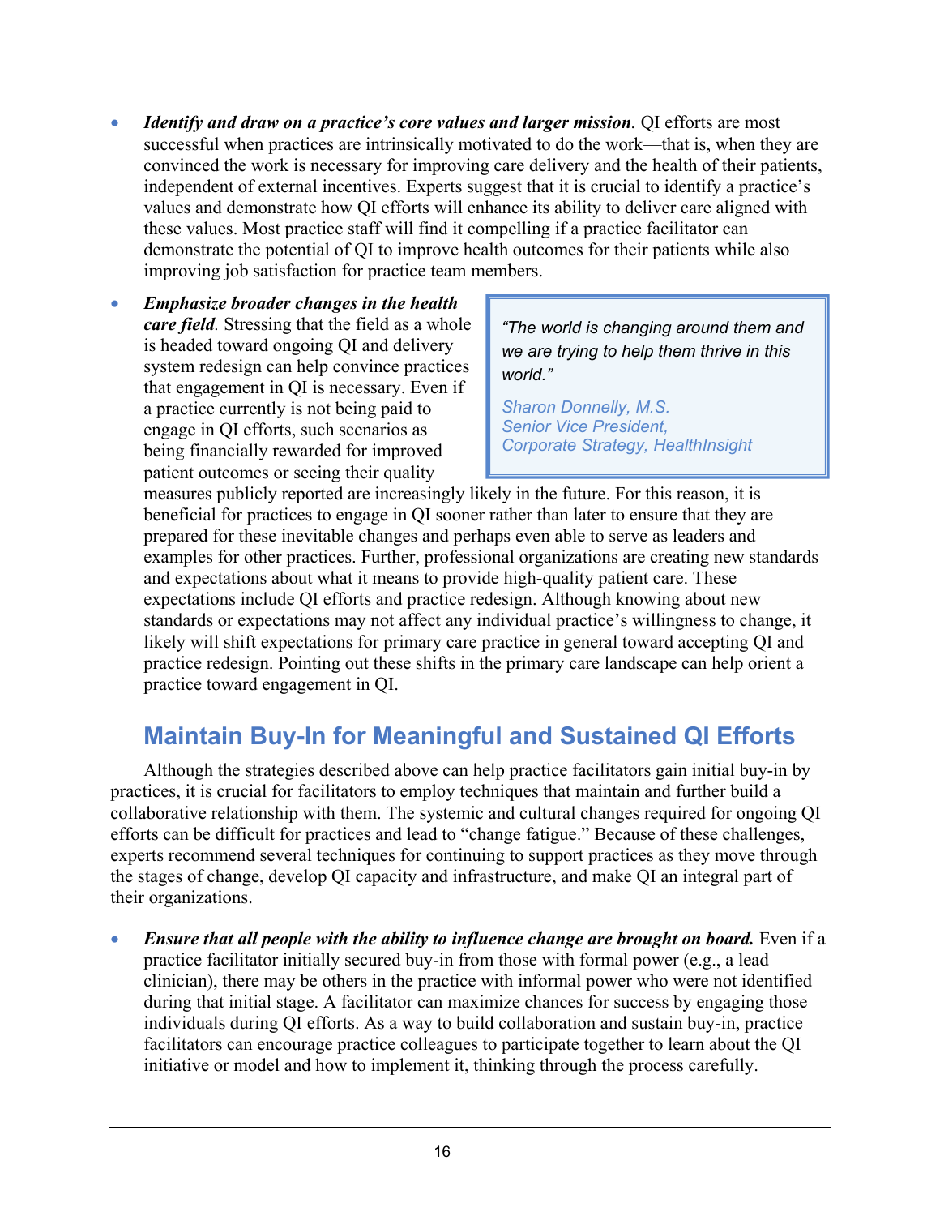- ***Identify and draw on a practice's core values and larger mission.*** QI efforts are most successful when practices are intrinsically motivated to do the work—that is, when they are convinced the work is necessary for improving care delivery and the health of their patients, independent of external incentives. Experts suggest that it is crucial to identify a practice's values and demonstrate how QI efforts will enhance its ability to deliver care aligned with these values. Most practice staff will find it compelling if a practice facilitator can demonstrate the potential of QI to improve health outcomes for their patients while also improving job satisfaction for practice team members.

- ***Emphasize broader changes in the health care field.*** Stressing that the field as a whole is headed toward ongoing QI and delivery system redesign can help convince practices that engagement in QI is necessary. Even if a practice currently is not being paid to engage in QI efforts, such scenarios as being financially rewarded for improved patient outcomes or seeing their quality measures publicly reported are increasingly likely in the future. For this reason, it is beneficial for practices to engage in QI sooner rather than later to ensure that they are prepared for these inevitable changes and perhaps even able to serve as leaders and examples for other practices. Further, professional organizations are creating new standards and expectations about what it means to provide high-quality patient care. These expectations include QI efforts and practice redesign. Although knowing about new standards or expectations may not affect any individual practice's willingness to change, it likely will shift expectations for primary care practice in general toward accepting QI and practice redesign. Pointing out these shifts in the primary care landscape can help orient a practice toward engagement in QI.

> *"The world is changing around them and we are trying to help them thrive in this world."*
>
> *Sharon Donnelly, M.S.*
> *Senior Vice President,*
> *Corporate Strategy, HealthInsight*

## Maintain Buy-In for Meaningful and Sustained QI Efforts

Although the strategies described above can help practice facilitators gain initial buy-in by practices, it is crucial for facilitators to employ techniques that maintain and further build a collaborative relationship with them. The systemic and cultural changes required for ongoing QI efforts can be difficult for practices and lead to "change fatigue." Because of these challenges, experts recommend several techniques for continuing to support practices as they move through the stages of change, develop QI capacity and infrastructure, and make QI an integral part of their organizations.

- ***Ensure that all people with the ability to influence change are brought on board.*** Even if a practice facilitator initially secured buy-in from those with formal power (e.g., a lead clinician), there may be others in the practice with informal power who were not identified during that initial stage. A facilitator can maximize chances for success by engaging those individuals during QI efforts. As a way to build collaboration and sustain buy-in, practice facilitators can encourage practice colleagues to participate together to learn about the QI initiative or model and how to implement it, thinking through the process carefully.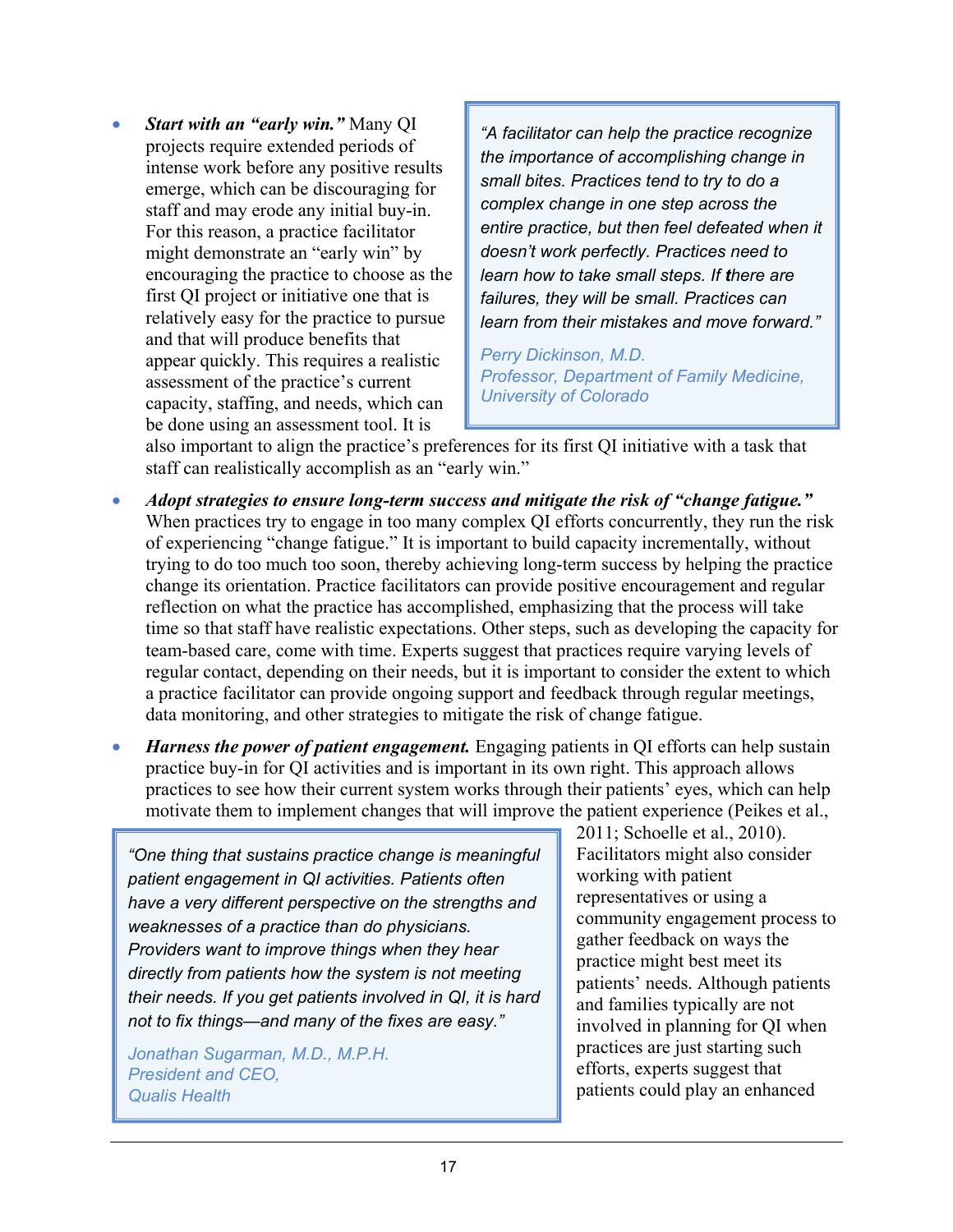- ***Start with an "early win."*** Many QI projects require extended periods of intense work before any positive results emerge, which can be discouraging for staff and may erode any initial buy-in. For this reason, a practice facilitator might demonstrate an "early win" by encouraging the practice to choose as the first QI project or initiative one that is relatively easy for the practice to pursue and that will produce benefits that appear quickly. This requires a realistic assessment of the practice's current capacity, staffing, and needs, which can be done using an assessment tool. It is also important to align the practice's preferences for its first QI initiative with a task that staff can realistically accomplish as an "early win."

> *"A facilitator can help the practice recognize the importance of accomplishing change in small bites. Practices tend to try to do a complex change in one step across the entire practice, but then feel defeated when it doesn't work perfectly. Practices need to learn how to take small steps. If there are failures, they will be small. Practices can learn from their mistakes and move forward."*
>
> Perry Dickinson, M.D.
> Professor, Department of Family Medicine,
> University of Colorado

- ***Adopt strategies to ensure long-term success and mitigate the risk of "change fatigue."*** When practices try to engage in too many complex QI efforts concurrently, they run the risk of experiencing "change fatigue." It is important to build capacity incrementally, without trying to do too much too soon, thereby achieving long-term success by helping the practice change its orientation. Practice facilitators can provide positive encouragement and regular reflection on what the practice has accomplished, emphasizing that the process will take time so that staff have realistic expectations. Other steps, such as developing the capacity for team-based care, come with time. Experts suggest that practices require varying levels of regular contact, depending on their needs, but it is important to consider the extent to which a practice facilitator can provide ongoing support and feedback through regular meetings, data monitoring, and other strategies to mitigate the risk of change fatigue.

- ***Harness the power of patient engagement.*** Engaging patients in QI efforts can help sustain practice buy-in for QI activities and is important in its own right. This approach allows practices to see how their current system works through their patients' eyes, which can help motivate them to implement changes that will improve the patient experience (Peikes et al., 2011; Schoelle et al., 2010). Facilitators might also consider working with patient representatives or using a community engagement process to gather feedback on ways the practice might best meet its patients' needs. Although patients and families typically are not involved in planning for QI when practices are just starting such efforts, experts suggest that patients could play an enhanced

> *"One thing that sustains practice change is meaningful patient engagement in QI activities. Patients often have a very different perspective on the strengths and weaknesses of a practice than do physicians. Providers want to improve things when they hear directly from patients how the system is not meeting their needs. If you get patients involved in QI, it is hard not to fix things—and many of the fixes are easy."*
>
> Jonathan Sugarman, M.D., M.P.H.
> President and CEO,
> Qualis Health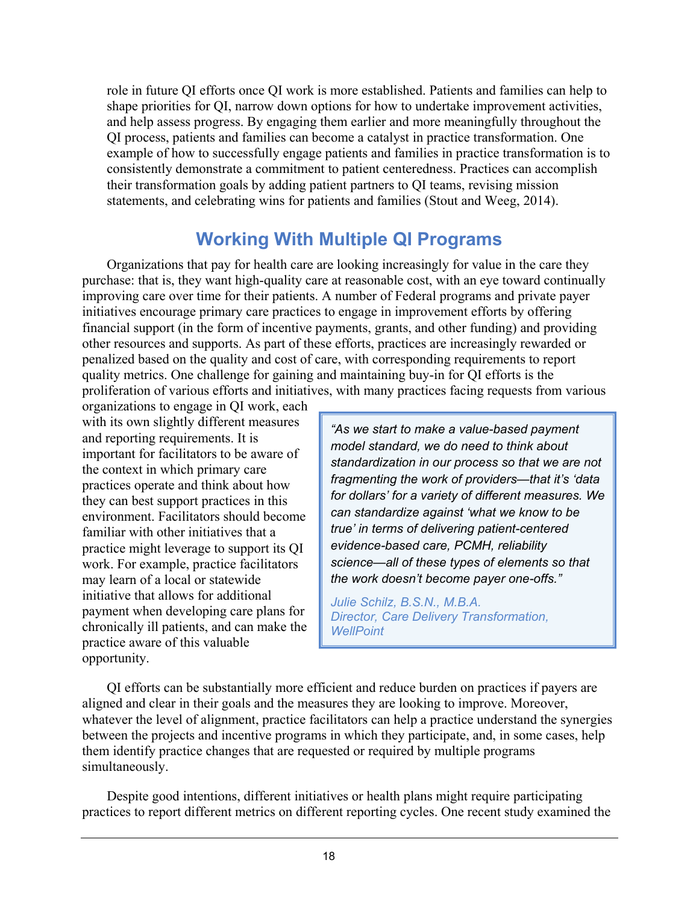role in future QI efforts once QI work is more established. Patients and families can help to shape priorities for QI, narrow down options for how to undertake improvement activities, and help assess progress. By engaging them earlier and more meaningfully throughout the QI process, patients and families can become a catalyst in practice transformation. One example of how to successfully engage patients and families in practice transformation is to consistently demonstrate a commitment to patient centeredness. Practices can accomplish their transformation goals by adding patient partners to QI teams, revising mission statements, and celebrating wins for patients and families (Stout and Weeg, 2014).

## Working With Multiple QI Programs

Organizations that pay for health care are looking increasingly for value in the care they purchase: that is, they want high-quality care at reasonable cost, with an eye toward continually improving care over time for their patients. A number of Federal programs and private payer initiatives encourage primary care practices to engage in improvement efforts by offering financial support (in the form of incentive payments, grants, and other funding) and providing other resources and supports. As part of these efforts, practices are increasingly rewarded or penalized based on the quality and cost of care, with corresponding requirements to report quality metrics. One challenge for gaining and maintaining buy-in for QI efforts is the proliferation of various efforts and initiatives, with many practices facing requests from various organizations to engage in QI work, each with its own slightly different measures and reporting requirements. It is important for facilitators to be aware of the context in which primary care practices operate and think about how they can best support practices in this environment. Facilitators should become familiar with other initiatives that a practice might leverage to support its QI work. For example, practice facilitators may learn of a local or statewide initiative that allows for additional payment when developing care plans for chronically ill patients, and can make the practice aware of this valuable opportunity.

> *"As we start to make a value-based payment model standard, we do need to think about standardization in our process so that we are not fragmenting the work of providers—that it's 'data for dollars' for a variety of different measures. We can standardize against 'what we know to be true' in terms of delivering patient-centered evidence-based care, PCMH, reliability science—all of these types of elements so that the work doesn't become payer one-offs."*
>
> Julie Schilz, B.S.N., M.B.A.
> Director, Care Delivery Transformation, WellPoint

QI efforts can be substantially more efficient and reduce burden on practices if payers are aligned and clear in their goals and the measures they are looking to improve. Moreover, whatever the level of alignment, practice facilitators can help a practice understand the synergies between the projects and incentive programs in which they participate, and, in some cases, help them identify practice changes that are requested or required by multiple programs simultaneously.

Despite good intentions, different initiatives or health plans might require participating practices to report different metrics on different reporting cycles. One recent study examined the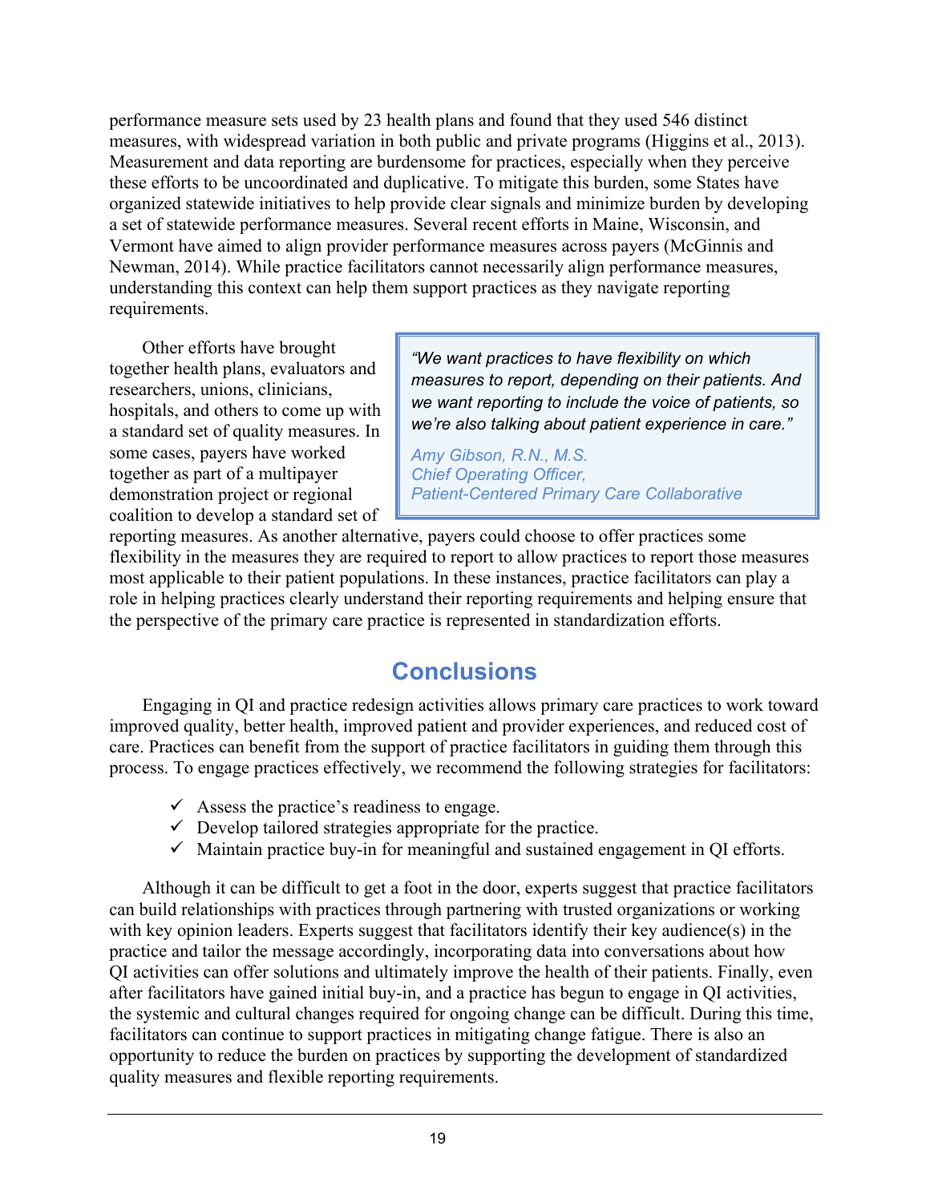performance measure sets used by 23 health plans and found that they used 546 distinct measures, with widespread variation in both public and private programs (Higgins et al., 2013). Measurement and data reporting are burdensome for practices, especially when they perceive these efforts to be uncoordinated and duplicative. To mitigate this burden, some States have organized statewide initiatives to help provide clear signals and minimize burden by developing a set of statewide performance measures. Several recent efforts in Maine, Wisconsin, and Vermont have aimed to align provider performance measures across payers (McGinnis and Newman, 2014). While practice facilitators cannot necessarily align performance measures, understanding this context can help them support practices as they navigate reporting requirements.

Other efforts have brought together health plans, evaluators and researchers, unions, clinicians, hospitals, and others to come up with a standard set of quality measures. In some cases, payers have worked together as part of a multipayer demonstration project or regional coalition to develop a standard set of reporting measures. As another alternative, payers could choose to offer practices some flexibility in the measures they are required to report to allow practices to report those measures most applicable to their patient populations. In these instances, practice facilitators can play a role in helping practices clearly understand their reporting requirements and helping ensure that the perspective of the primary care practice is represented in standardization efforts.

> *"We want practices to have flexibility on which measures to report, depending on their patients. And we want reporting to include the voice of patients, so we're also talking about patient experience in care."*
>
> *Amy Gibson, R.N., M.S.*
> *Chief Operating Officer,*
> *Patient-Centered Primary Care Collaborative*

## Conclusions

Engaging in QI and practice redesign activities allows primary care practices to work toward improved quality, better health, improved patient and provider experiences, and reduced cost of care. Practices can benefit from the support of practice facilitators in guiding them through this process. To engage practices effectively, we recommend the following strategies for facilitators:

- ✓ Assess the practice's readiness to engage.
- ✓ Develop tailored strategies appropriate for the practice.
- ✓ Maintain practice buy-in for meaningful and sustained engagement in QI efforts.

Although it can be difficult to get a foot in the door, experts suggest that practice facilitators can build relationships with practices through partnering with trusted organizations or working with key opinion leaders. Experts suggest that facilitators identify their key audience(s) in the practice and tailor the message accordingly, incorporating data into conversations about how QI activities can offer solutions and ultimately improve the health of their patients. Finally, even after facilitators have gained initial buy-in, and a practice has begun to engage in QI activities, the systemic and cultural changes required for ongoing change can be difficult. During this time, facilitators can continue to support practices in mitigating change fatigue. There is also an opportunity to reduce the burden on practices by supporting the development of standardized quality measures and flexible reporting requirements.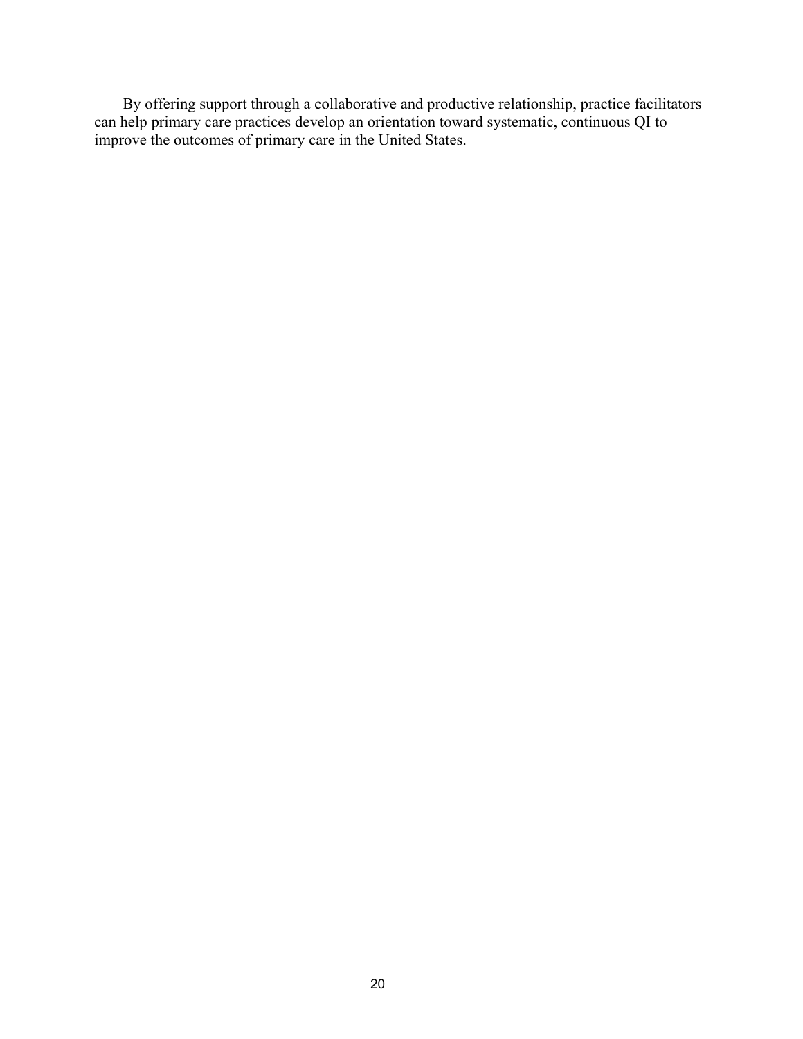By offering support through a collaborative and productive relationship, practice facilitators can help primary care practices develop an orientation toward systematic, continuous QI to improve the outcomes of primary care in the United States.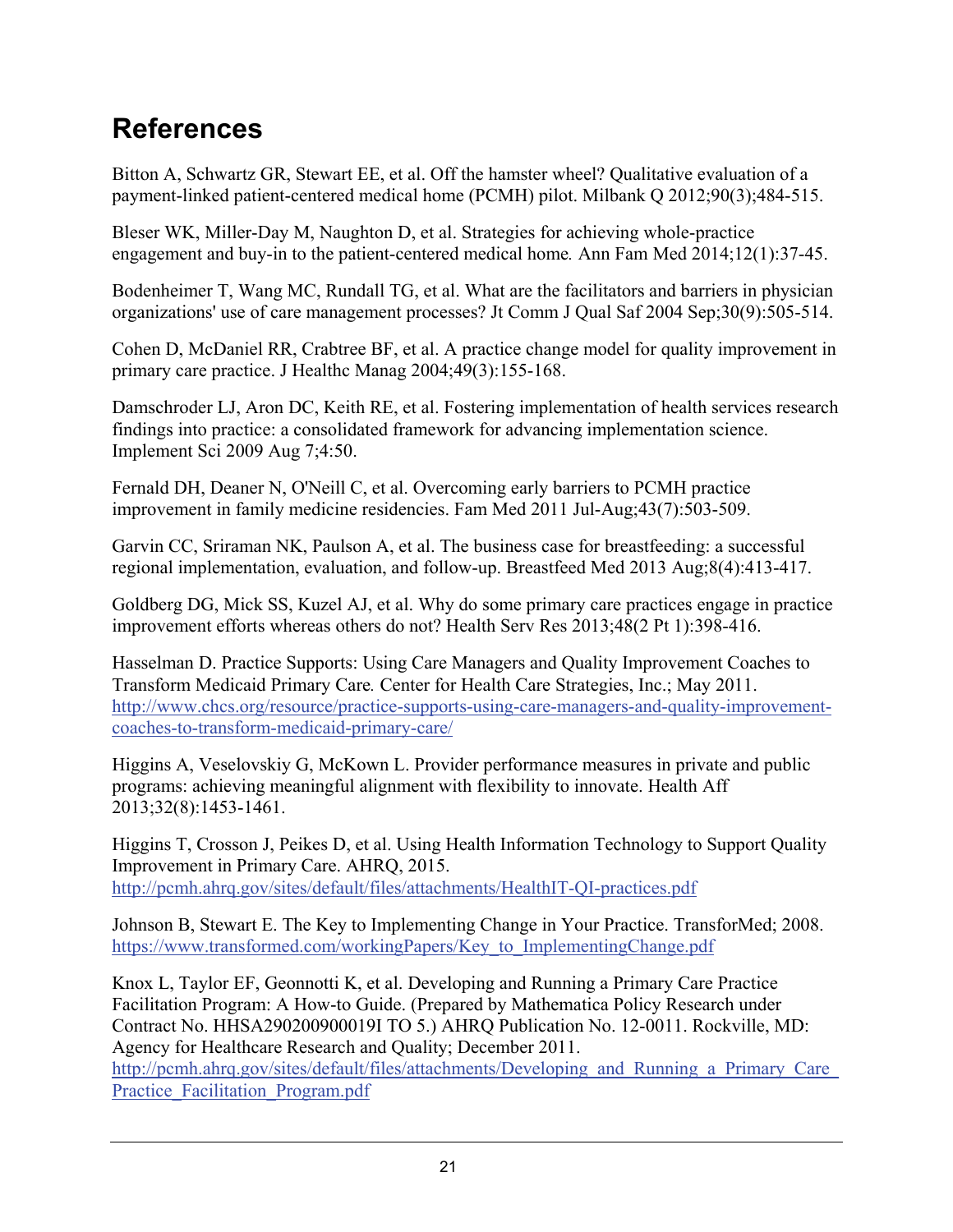# References

Bitton A, Schwartz GR, Stewart EE, et al. Off the hamster wheel? Qualitative evaluation of a payment-linked patient-centered medical home (PCMH) pilot. Milbank Q 2012;90(3);484-515.

Bleser WK, Miller-Day M, Naughton D, et al. Strategies for achieving whole-practice engagement and buy-in to the patient-centered medical home. Ann Fam Med 2014;12(1):37-45.

Bodenheimer T, Wang MC, Rundall TG, et al. What are the facilitators and barriers in physician organizations' use of care management processes? Jt Comm J Qual Saf 2004 Sep;30(9):505-514.

Cohen D, McDaniel RR, Crabtree BF, et al. A practice change model for quality improvement in primary care practice. J Healthc Manag 2004;49(3):155-168.

Damschroder LJ, Aron DC, Keith RE, et al. Fostering implementation of health services research findings into practice: a consolidated framework for advancing implementation science. Implement Sci 2009 Aug 7;4:50.

Fernald DH, Deaner N, O'Neill C, et al. Overcoming early barriers to PCMH practice improvement in family medicine residencies. Fam Med 2011 Jul-Aug;43(7):503-509.

Garvin CC, Sriraman NK, Paulson A, et al. The business case for breastfeeding: a successful regional implementation, evaluation, and follow-up. Breastfeed Med 2013 Aug;8(4):413-417.

Goldberg DG, Mick SS, Kuzel AJ, et al. Why do some primary care practices engage in practice improvement efforts whereas others do not? Health Serv Res 2013;48(2 Pt 1):398-416.

Hasselman D. Practice Supports: Using Care Managers and Quality Improvement Coaches to Transform Medicaid Primary Care. Center for Health Care Strategies, Inc.; May 2011. http://www.chcs.org/resource/practice-supports-using-care-managers-and-quality-improvement-coaches-to-transform-medicaid-primary-care/

Higgins A, Veselovskiy G, McKown L. Provider performance measures in private and public programs: achieving meaningful alignment with flexibility to innovate. Health Aff 2013;32(8):1453-1461.

Higgins T, Crosson J, Peikes D, et al. Using Health Information Technology to Support Quality Improvement in Primary Care. AHRQ, 2015. http://pcmh.ahrq.gov/sites/default/files/attachments/HealthIT-QI-practices.pdf

Johnson B, Stewart E. The Key to Implementing Change in Your Practice. TransforMed; 2008. https://www.transformed.com/workingPapers/Key_to_ImplementingChange.pdf

Knox L, Taylor EF, Geonnotti K, et al. Developing and Running a Primary Care Practice Facilitation Program: A How-to Guide. (Prepared by Mathematica Policy Research under Contract No. HHSA290200900019I TO 5.) AHRQ Publication No. 12-0011. Rockville, MD: Agency for Healthcare Research and Quality; December 2011. http://pcmh.ahrq.gov/sites/default/files/attachments/Developing_and_Running_a_Primary_Care_Practice_Facilitation_Program.pdf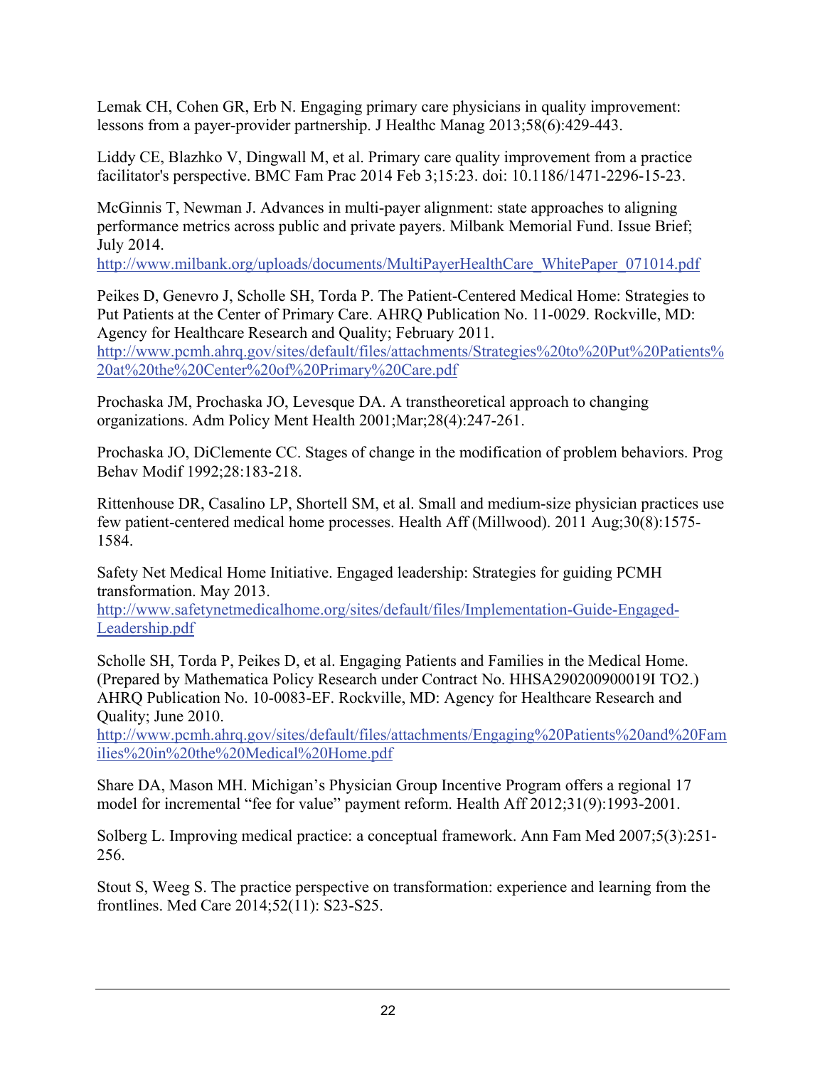Lemak CH, Cohen GR, Erb N. Engaging primary care physicians in quality improvement: lessons from a payer-provider partnership. J Healthc Manag 2013;58(6):429-443.

Liddy CE, Blazhko V, Dingwall M, et al. Primary care quality improvement from a practice facilitator's perspective. BMC Fam Prac 2014 Feb 3;15:23. doi: 10.1186/1471-2296-15-23.

McGinnis T, Newman J. Advances in multi-payer alignment: state approaches to aligning performance metrics across public and private payers. Milbank Memorial Fund. Issue Brief; July 2014.
http://www.milbank.org/uploads/documents/MultiPayerHealthCare_WhitePaper_071014.pdf

Peikes D, Genevro J, Scholle SH, Torda P. The Patient-Centered Medical Home: Strategies to Put Patients at the Center of Primary Care. AHRQ Publication No. 11-0029. Rockville, MD: Agency for Healthcare Research and Quality; February 2011.
http://www.pcmh.ahrq.gov/sites/default/files/attachments/Strategies%20to%20Put%20Patients%20at%20the%20Center%20of%20Primary%20Care.pdf

Prochaska JM, Prochaska JO, Levesque DA. A transtheoretical approach to changing organizations. Adm Policy Ment Health 2001;Mar;28(4):247-261.

Prochaska JO, DiClemente CC. Stages of change in the modification of problem behaviors. Prog Behav Modif 1992;28:183-218.

Rittenhouse DR, Casalino LP, Shortell SM, et al. Small and medium-size physician practices use few patient-centered medical home processes. Health Aff (Millwood). 2011 Aug;30(8):1575-1584.

Safety Net Medical Home Initiative. Engaged leadership: Strategies for guiding PCMH transformation. May 2013.
http://www.safetynetmedicalhome.org/sites/default/files/Implementation-Guide-Engaged-Leadership.pdf

Scholle SH, Torda P, Peikes D, et al. Engaging Patients and Families in the Medical Home. (Prepared by Mathematica Policy Research under Contract No. HHSA290200900019I TO2.) AHRQ Publication No. 10-0083-EF. Rockville, MD: Agency for Healthcare Research and Quality; June 2010.
http://www.pcmh.ahrq.gov/sites/default/files/attachments/Engaging%20Patients%20and%20Families%20in%20the%20Medical%20Home.pdf

Share DA, Mason MH. Michigan's Physician Group Incentive Program offers a regional 17 model for incremental "fee for value" payment reform. Health Aff 2012;31(9):1993-2001.

Solberg L. Improving medical practice: a conceptual framework. Ann Fam Med 2007;5(3):251-256.

Stout S, Weeg S. The practice perspective on transformation: experience and learning from the frontlines. Med Care 2014;52(11): S23-S25.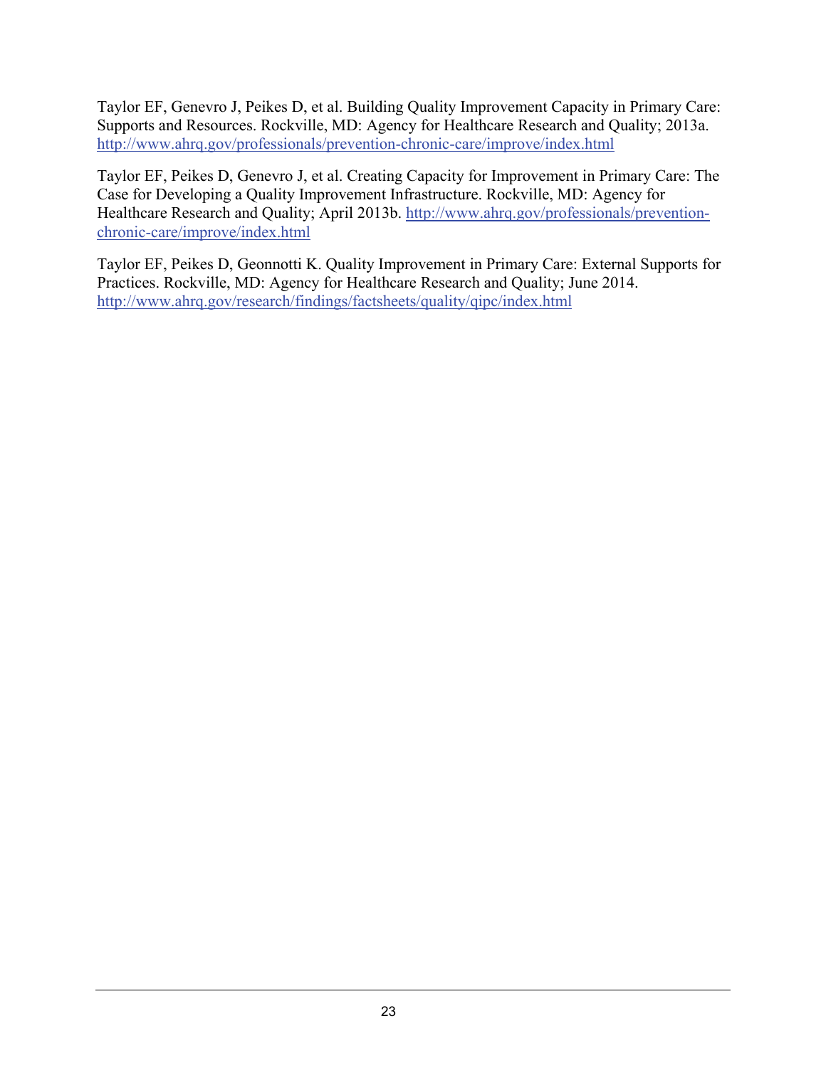Taylor EF, Genevro J, Peikes D, et al. Building Quality Improvement Capacity in Primary Care: Supports and Resources. Rockville, MD: Agency for Healthcare Research and Quality; 2013a. http://www.ahrq.gov/professionals/prevention-chronic-care/improve/index.html

Taylor EF, Peikes D, Genevro J, et al. Creating Capacity for Improvement in Primary Care: The Case for Developing a Quality Improvement Infrastructure. Rockville, MD: Agency for Healthcare Research and Quality; April 2013b. http://www.ahrq.gov/professionals/prevention-chronic-care/improve/index.html

Taylor EF, Peikes D, Geonnotti K. Quality Improvement in Primary Care: External Supports for Practices. Rockville, MD: Agency for Healthcare Research and Quality; June 2014. http://www.ahrq.gov/research/findings/factsheets/quality/qipc/index.html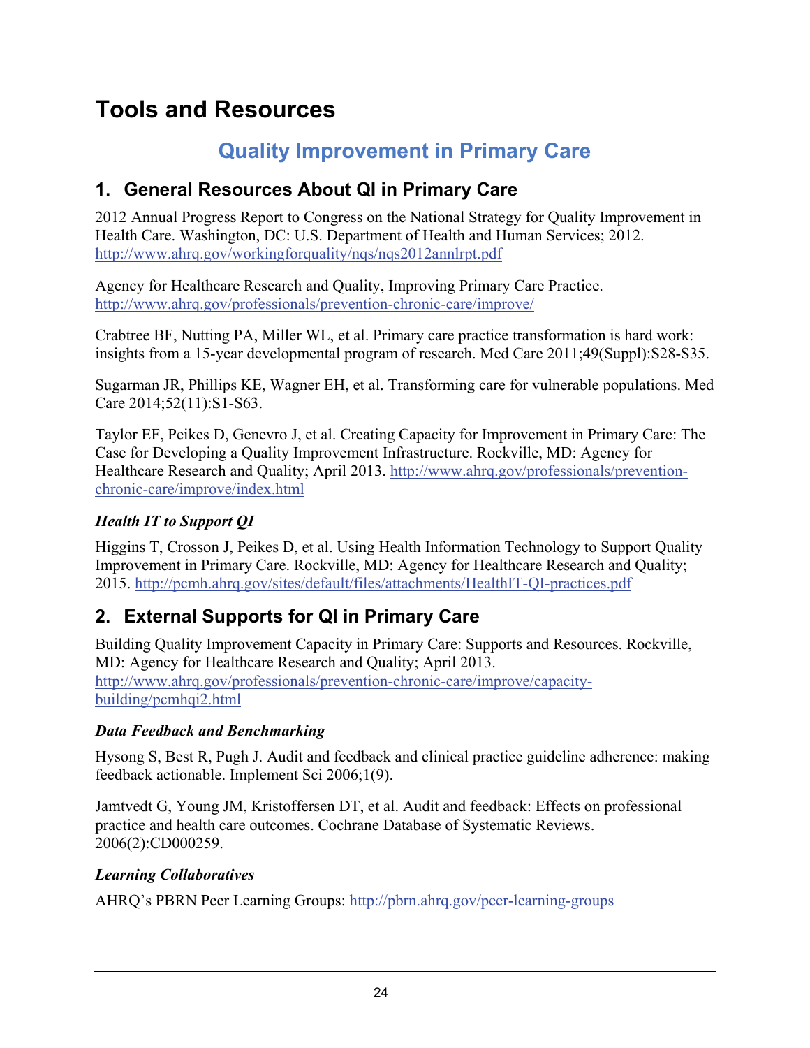# Tools and Resources

## Quality Improvement in Primary Care

### 1. General Resources About QI in Primary Care

2012 Annual Progress Report to Congress on the National Strategy for Quality Improvement in Health Care. Washington, DC: U.S. Department of Health and Human Services; 2012. http://www.ahrq.gov/workingforquality/nqs/nqs2012annlrpt.pdf

Agency for Healthcare Research and Quality, Improving Primary Care Practice. http://www.ahrq.gov/professionals/prevention-chronic-care/improve/

Crabtree BF, Nutting PA, Miller WL, et al. Primary care practice transformation is hard work: insights from a 15-year developmental program of research. Med Care 2011;49(Suppl):S28-S35.

Sugarman JR, Phillips KE, Wagner EH, et al. Transforming care for vulnerable populations. Med Care 2014;52(11):S1-S63.

Taylor EF, Peikes D, Genevro J, et al. Creating Capacity for Improvement in Primary Care: The Case for Developing a Quality Improvement Infrastructure. Rockville, MD: Agency for Healthcare Research and Quality; April 2013. http://www.ahrq.gov/professionals/prevention-chronic-care/improve/index.html

#### *Health IT to Support QI*

Higgins T, Crosson J, Peikes D, et al. Using Health Information Technology to Support Quality Improvement in Primary Care. Rockville, MD: Agency for Healthcare Research and Quality; 2015. http://pcmh.ahrq.gov/sites/default/files/attachments/HealthIT-QI-practices.pdf

### 2. External Supports for QI in Primary Care

Building Quality Improvement Capacity in Primary Care: Supports and Resources. Rockville, MD: Agency for Healthcare Research and Quality; April 2013. http://www.ahrq.gov/professionals/prevention-chronic-care/improve/capacity-building/pcmhqi2.html

#### *Data Feedback and Benchmarking*

Hysong S, Best R, Pugh J. Audit and feedback and clinical practice guideline adherence: making feedback actionable. Implement Sci 2006;1(9).

Jamtvedt G, Young JM, Kristoffersen DT, et al. Audit and feedback: Effects on professional practice and health care outcomes. Cochrane Database of Systematic Reviews. 2006(2):CD000259.

#### *Learning Collaboratives*

AHRQ's PBRN Peer Learning Groups: http://pbrn.ahrq.gov/peer-learning-groups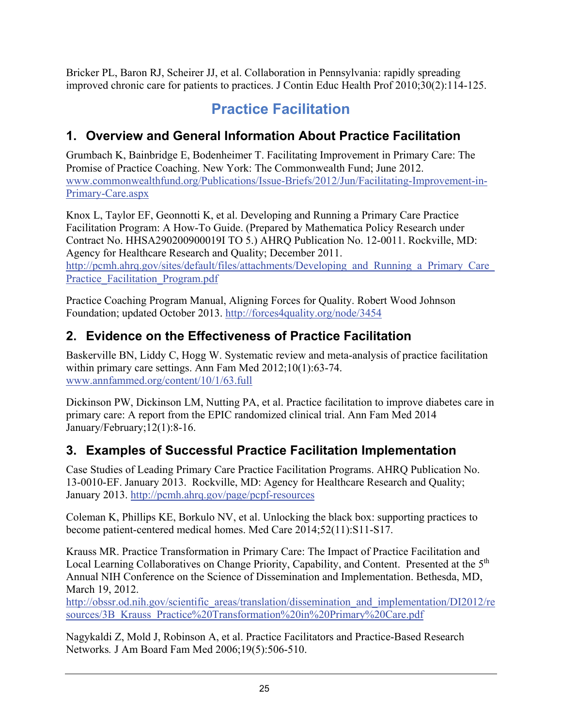Bricker PL, Baron RJ, Scheirer JJ, et al. Collaboration in Pennsylvania: rapidly spreading improved chronic care for patients to practices. J Contin Educ Health Prof 2010;30(2):114-125.

# Practice Facilitation

## 1. Overview and General Information About Practice Facilitation

Grumbach K, Bainbridge E, Bodenheimer T. Facilitating Improvement in Primary Care: The Promise of Practice Coaching. New York: The Commonwealth Fund; June 2012. [www.commonwealthfund.org/Publications/Issue-Briefs/2012/Jun/Facilitating-Improvement-in-Primary-Care.aspx](www.commonwealthfund.org/Publications/Issue-Briefs/2012/Jun/Facilitating-Improvement-in-Primary-Care.aspx)

Knox L, Taylor EF, Geonnotti K, et al. Developing and Running a Primary Care Practice Facilitation Program: A How-To Guide. (Prepared by Mathematica Policy Research under Contract No. HHSA290200900019I TO 5.) AHRQ Publication No. 12-0011. Rockville, MD: Agency for Healthcare Research and Quality; December 2011. [http://pcmh.ahrq.gov/sites/default/files/attachments/Developing_and_Running_a_Primary_Care_Practice_Facilitation_Program.pdf](http://pcmh.ahrq.gov/sites/default/files/attachments/Developing_and_Running_a_Primary_Care_Practice_Facilitation_Program.pdf)

Practice Coaching Program Manual, Aligning Forces for Quality. Robert Wood Johnson Foundation; updated October 2013. [http://forces4quality.org/node/3454](http://forces4quality.org/node/3454)

## 2. Evidence on the Effectiveness of Practice Facilitation

Baskerville BN, Liddy C, Hogg W. Systematic review and meta-analysis of practice facilitation within primary care settings. Ann Fam Med 2012;10(1):63-74. [www.annfammed.org/content/10/1/63.full](www.annfammed.org/content/10/1/63.full)

Dickinson PW, Dickinson LM, Nutting PA, et al. Practice facilitation to improve diabetes care in primary care: A report from the EPIC randomized clinical trial. Ann Fam Med 2014 January/February;12(1):8-16.

## 3. Examples of Successful Practice Facilitation Implementation

Case Studies of Leading Primary Care Practice Facilitation Programs. AHRQ Publication No. 13-0010-EF. January 2013. Rockville, MD: Agency for Healthcare Research and Quality; January 2013. [http://pcmh.ahrq.gov/page/pcpf-resources](http://pcmh.ahrq.gov/page/pcpf-resources)

Coleman K, Phillips KE, Borkulo NV, et al. Unlocking the black box: supporting practices to become patient-centered medical homes. Med Care 2014;52(11):S11-S17.

Krauss MR. Practice Transformation in Primary Care: The Impact of Practice Facilitation and Local Learning Collaboratives on Change Priority, Capability, and Content. Presented at the 5th Annual NIH Conference on the Science of Dissemination and Implementation. Bethesda, MD, March 19, 2012. [http://obssr.od.nih.gov/scientific_areas/translation/dissemination_and_implementation/DI2012/resources/3B_Krauss_Practice%20Transformation%20in%20Primary%20Care.pdf](http://obssr.od.nih.gov/scientific_areas/translation/dissemination_and_implementation/DI2012/resources/3B_Krauss_Practice%20Transformation%20in%20Primary%20Care.pdf)

Nagykaldi Z, Mold J, Robinson A, et al. Practice Facilitators and Practice-Based Research Networks. J Am Board Fam Med 2006;19(5):506-510.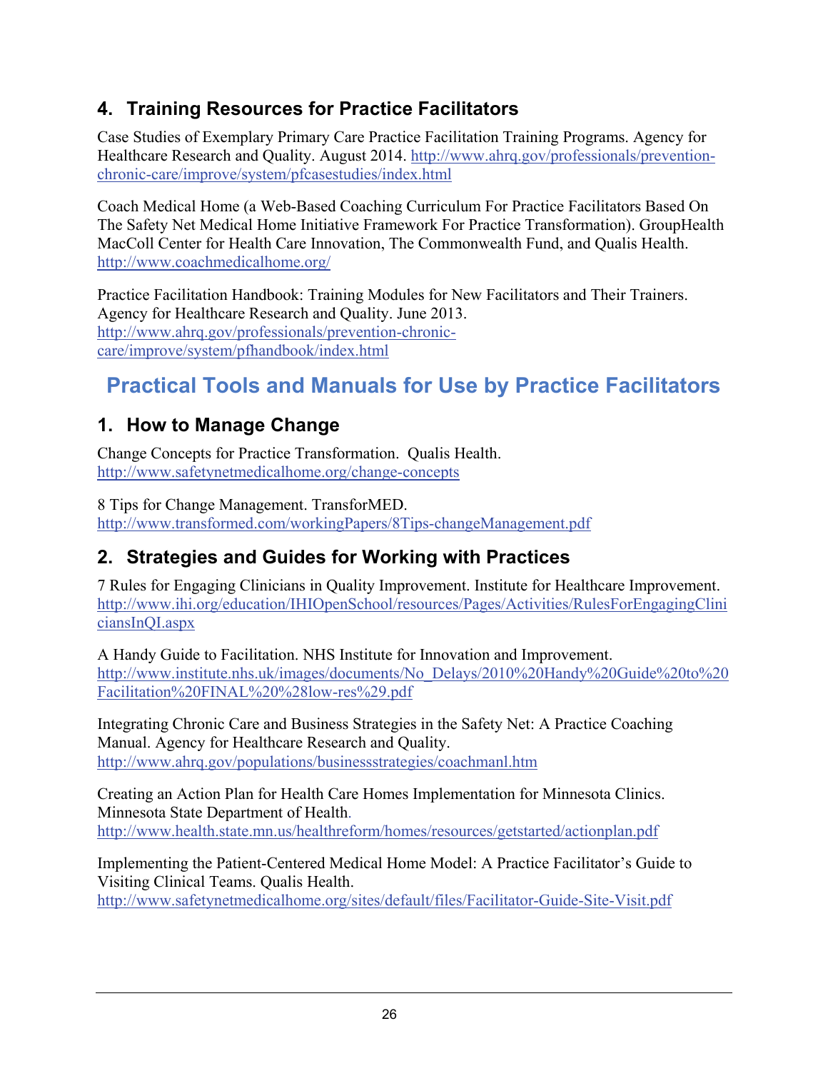## 4. Training Resources for Practice Facilitators

Case Studies of Exemplary Primary Care Practice Facilitation Training Programs. Agency for Healthcare Research and Quality. August 2014. http://www.ahrq.gov/professionals/prevention-chronic-care/improve/system/pfcasestudies/index.html

Coach Medical Home (a Web-Based Coaching Curriculum For Practice Facilitators Based On The Safety Net Medical Home Initiative Framework For Practice Transformation). GroupHealth MacColl Center for Health Care Innovation, The Commonwealth Fund, and Qualis Health. http://www.coachmedicalhome.org/

Practice Facilitation Handbook: Training Modules for New Facilitators and Their Trainers. Agency for Healthcare Research and Quality. June 2013. http://www.ahrq.gov/professionals/prevention-chronic-care/improve/system/pfhandbook/index.html

# Practical Tools and Manuals for Use by Practice Facilitators

## 1. How to Manage Change

Change Concepts for Practice Transformation. Qualis Health. http://www.safetynetmedicalhome.org/change-concepts

8 Tips for Change Management. TransforMED. http://www.transformed.com/workingPapers/8Tips-changeManagement.pdf

## 2. Strategies and Guides for Working with Practices

7 Rules for Engaging Clinicians in Quality Improvement. Institute for Healthcare Improvement. http://www.ihi.org/education/IHIOpenSchool/resources/Pages/Activities/RulesForEngagingCliniciansInQI.aspx

A Handy Guide to Facilitation. NHS Institute for Innovation and Improvement. http://www.institute.nhs.uk/images/documents/No_Delays/2010%20Handy%20Guide%20to%20Facilitation%20FINAL%20%28low-res%29.pdf

Integrating Chronic Care and Business Strategies in the Safety Net: A Practice Coaching Manual. Agency for Healthcare Research and Quality. http://www.ahrq.gov/populations/businessstrategies/coachmanl.htm

Creating an Action Plan for Health Care Homes Implementation for Minnesota Clinics. Minnesota State Department of Health. http://www.health.state.mn.us/healthreform/homes/resources/getstarted/actionplan.pdf

Implementing the Patient-Centered Medical Home Model: A Practice Facilitator's Guide to Visiting Clinical Teams. Qualis Health. http://www.safetynetmedicalhome.org/sites/default/files/Facilitator-Guide-Site-Visit.pdf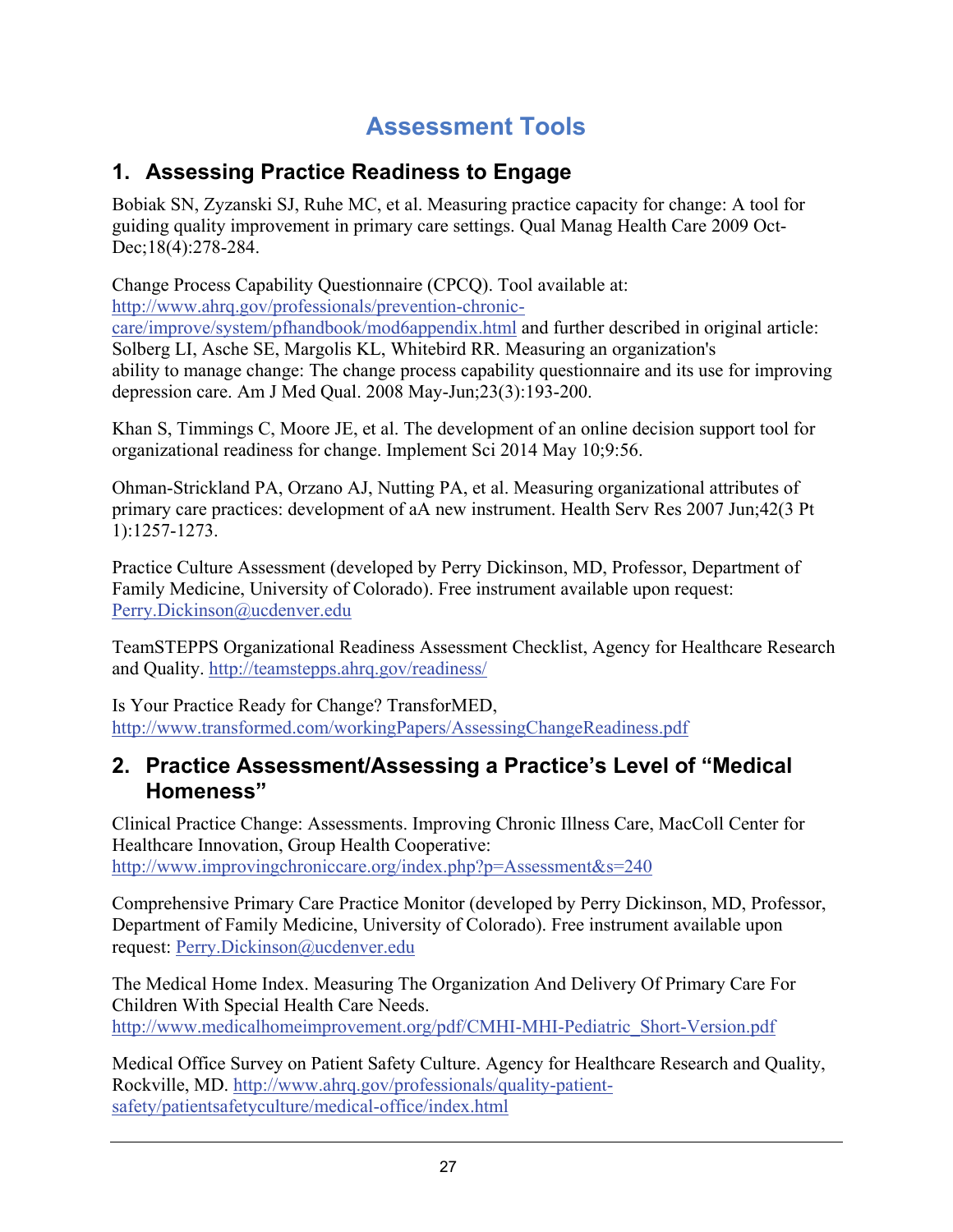# Assessment Tools

## 1. Assessing Practice Readiness to Engage

Bobiak SN, Zyzanski SJ, Ruhe MC, et al. Measuring practice capacity for change: A tool for guiding quality improvement in primary care settings. Qual Manag Health Care 2009 Oct-Dec;18(4):278-284.

Change Process Capability Questionnaire (CPCQ). Tool available at: http://www.ahrq.gov/professionals/prevention-chronic-care/improve/system/pfhandbook/mod6appendix.html and further described in original article: Solberg LI, Asche SE, Margolis KL, Whitebird RR. Measuring an organization's ability to manage change: The change process capability questionnaire and its use for improving depression care. Am J Med Qual. 2008 May-Jun;23(3):193-200.

Khan S, Timmings C, Moore JE, et al. The development of an online decision support tool for organizational readiness for change. Implement Sci 2014 May 10;9:56.

Ohman-Strickland PA, Orzano AJ, Nutting PA, et al. Measuring organizational attributes of primary care practices: development of aA new instrument. Health Serv Res 2007 Jun;42(3 Pt 1):1257-1273.

Practice Culture Assessment (developed by Perry Dickinson, MD, Professor, Department of Family Medicine, University of Colorado). Free instrument available upon request: Perry.Dickinson@ucdenver.edu

TeamSTEPPS Organizational Readiness Assessment Checklist, Agency for Healthcare Research and Quality. http://teamstepps.ahrq.gov/readiness/

Is Your Practice Ready for Change? TransforMED, http://www.transformed.com/workingPapers/AssessingChangeReadiness.pdf

## 2. Practice Assessment/Assessing a Practice's Level of "Medical Homeness"

Clinical Practice Change: Assessments. Improving Chronic Illness Care, MacColl Center for Healthcare Innovation, Group Health Cooperative: http://www.improvingchroniccare.org/index.php?p=Assessment&s=240

Comprehensive Primary Care Practice Monitor (developed by Perry Dickinson, MD, Professor, Department of Family Medicine, University of Colorado). Free instrument available upon request: Perry.Dickinson@ucdenver.edu

The Medical Home Index. Measuring The Organization And Delivery Of Primary Care For Children With Special Health Care Needs. http://www.medicalhomeimprovement.org/pdf/CMHI-MHI-Pediatric_Short-Version.pdf

Medical Office Survey on Patient Safety Culture. Agency for Healthcare Research and Quality, Rockville, MD. http://www.ahrq.gov/professionals/quality-patient-safety/patientsafetyculture/medical-office/index.html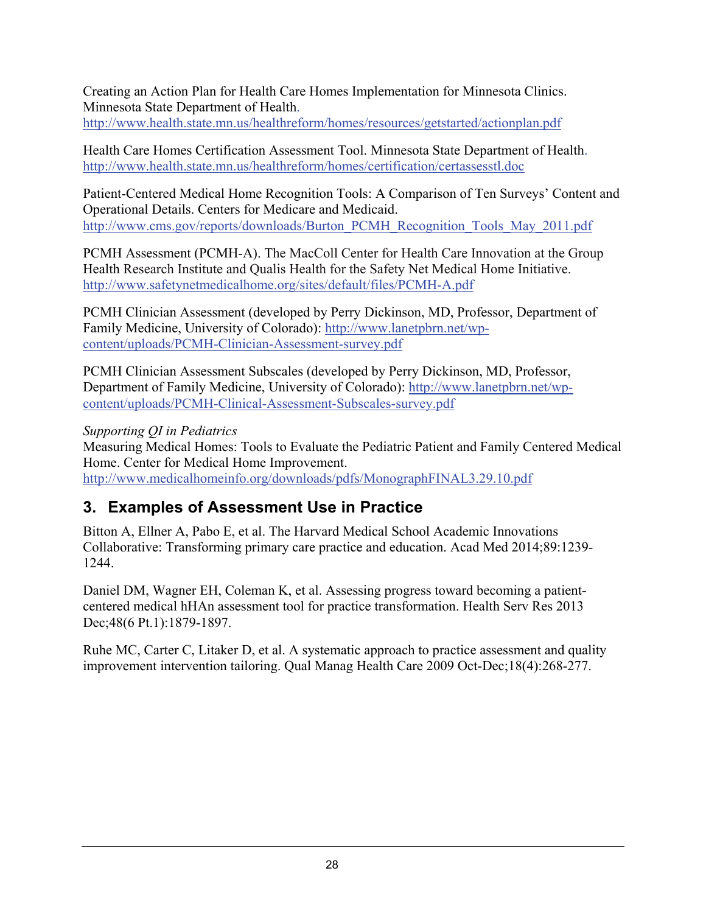Creating an Action Plan for Health Care Homes Implementation for Minnesota Clinics. Minnesota State Department of Health.
http://www.health.state.mn.us/healthreform/homes/resources/getstarted/actionplan.pdf

Health Care Homes Certification Assessment Tool. Minnesota State Department of Health.
http://www.health.state.mn.us/healthreform/homes/certification/certassesstl.doc

Patient-Centered Medical Home Recognition Tools: A Comparison of Ten Surveys' Content and Operational Details. Centers for Medicare and Medicaid.
http://www.cms.gov/reports/downloads/Burton_PCMH_Recognition_Tools_May_2011.pdf

PCMH Assessment (PCMH-A). The MacColl Center for Health Care Innovation at the Group Health Research Institute and Qualis Health for the Safety Net Medical Home Initiative.
http://www.safetynetmedicalhome.org/sites/default/files/PCMH-A.pdf

PCMH Clinician Assessment (developed by Perry Dickinson, MD, Professor, Department of Family Medicine, University of Colorado): http://www.lanetpbrn.net/wp-content/uploads/PCMH-Clinician-Assessment-survey.pdf

PCMH Clinician Assessment Subscales (developed by Perry Dickinson, MD, Professor, Department of Family Medicine, University of Colorado): http://www.lanetpbrn.net/wp-content/uploads/PCMH-Clinical-Assessment-Subscales-survey.pdf

*Supporting QI in Pediatrics*
Measuring Medical Homes: Tools to Evaluate the Pediatric Patient and Family Centered Medical Home. Center for Medical Home Improvement.
http://www.medicalhomeinfo.org/downloads/pdfs/MonographFINAL3.29.10.pdf

## 3. Examples of Assessment Use in Practice

Bitton A, Ellner A, Pabo E, et al. The Harvard Medical School Academic Innovations Collaborative: Transforming primary care practice and education. Acad Med 2014;89:1239-1244.

Daniel DM, Wagner EH, Coleman K, et al. Assessing progress toward becoming a patient-centered medical hHAn assessment tool for practice transformation. Health Serv Res 2013 Dec;48(6 Pt.1):1879-1897.

Ruhe MC, Carter C, Litaker D, et al. A systematic approach to practice assessment and quality improvement intervention tailoring. Qual Manag Health Care 2009 Oct-Dec;18(4):268-277.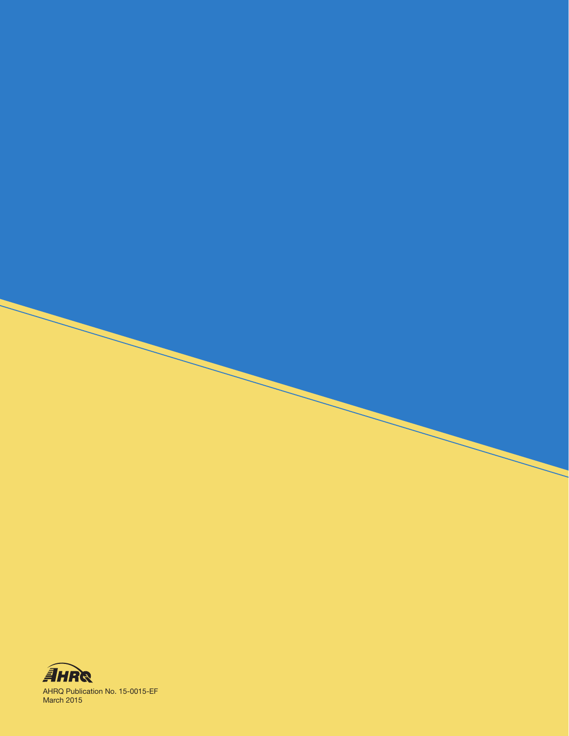AHRQ

AHRQ Publication No. 15-0015-EF
March 2015